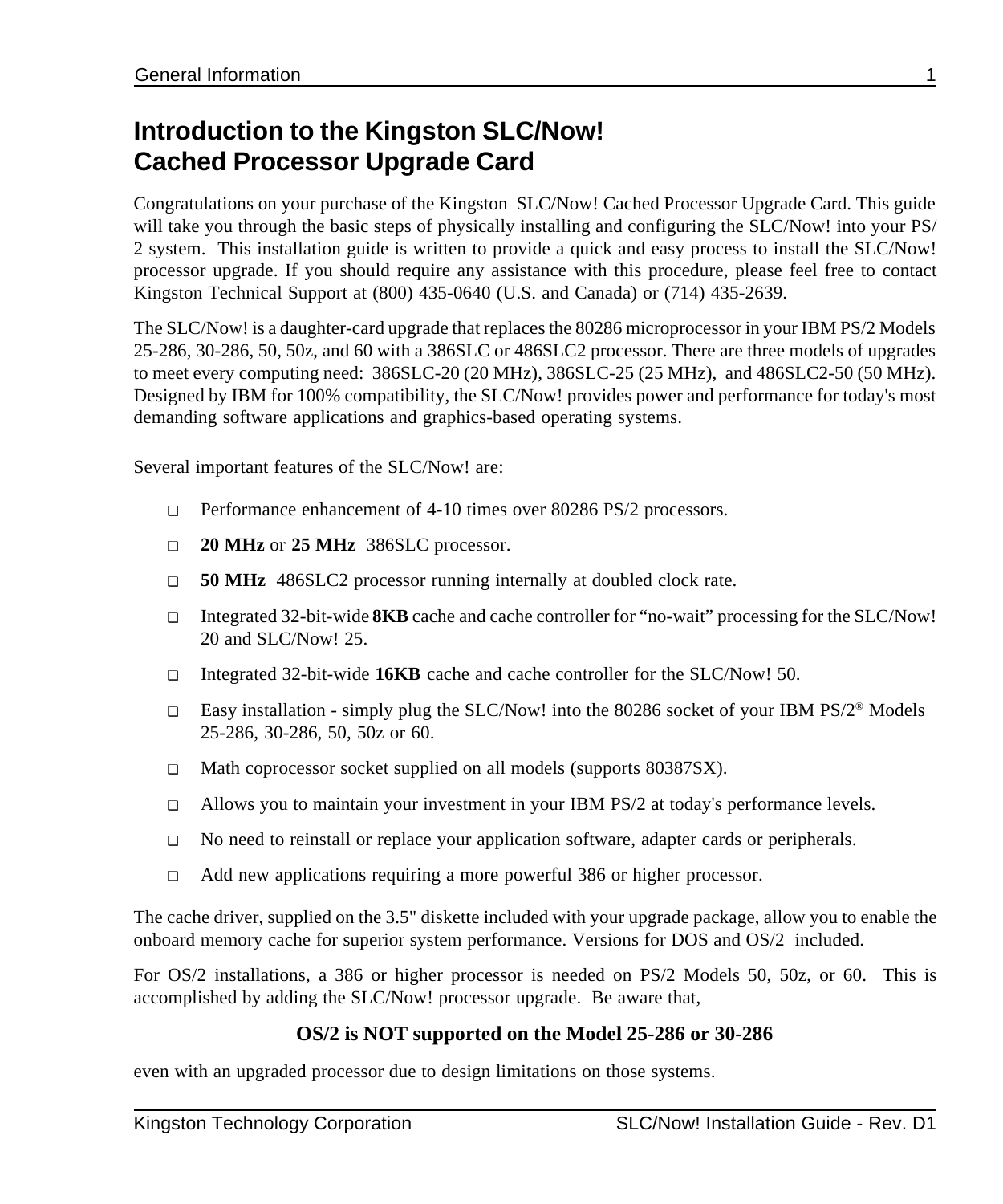# Introduction to the Kingston SLC/Now! Cached Processor Upgrade Card

Congratulations on your purchase of the Kingston SLC/Now! Cached Processor Upgrade Card. This guide will take you through the basic steps of physically installing and configuring the SLC/Now! into your PS/2 system. This installation guide is written to provide a quick and easy process to install the SLC/Now! processor upgrade. If you should require any assistance with this procedure, please feel free to contact Kingston Technical Support at (800) 435-0640 (U.S. and Canada) or (714) 435-2639.

The SLC/Now! is a daughter-card upgrade that replaces the 80286 microprocessor in your IBM PS/2 Models 25-286, 30-286, 50, 50z, and 60 with a 386SLC or 486SLC2 processor. There are three models of upgrades to meet every computing need: 386SLC-20 (20 MHz), 386SLC-25 (25 MHz), and 486SLC2-50 (50 MHz). Designed by IBM for 100% compatibility, the SLC/Now! provides power and performance for today's most demanding software applications and graphics-based operating systems.

Several important features of the SLC/Now! are:

- Performance enhancement of 4-10 times over 80286 PS/2 processors.
- **20 MHz** or **25 MHz** 386SLC processor.
- **50 MHz** 486SLC2 processor running internally at doubled clock rate.
- Integrated 32-bit-wide **8KB** cache and cache controller for “no-wait” processing for the SLC/Now! 20 and SLC/Now! 25.
- Integrated 32-bit-wide **16KB** cache and cache controller for the SLC/Now! 50.
- Easy installation - simply plug the SLC/Now! into the 80286 socket of your IBM PS/2® Models 25-286, 30-286, 50, 50z or 60.
- Math coprocessor socket supplied on all models (supports 80387SX).
- Allows you to maintain your investment in your IBM PS/2 at today's performance levels.
- No need to reinstall or replace your application software, adapter cards or peripherals.
- Add new applications requiring a more powerful 386 or higher processor.

The cache driver, supplied on the 3.5" diskette included with your upgrade package, allow you to enable the onboard memory cache for superior system performance. Versions for DOS and OS/2 included.

For OS/2 installations, a 386 or higher processor is needed on PS/2 Models 50, 50z, or 60. This is accomplished by adding the SLC/Now! processor upgrade. Be aware that,

**OS/2 is NOT supported on the Model 25-286 or 30-286**

even with an upgraded processor due to design limitations on those systems.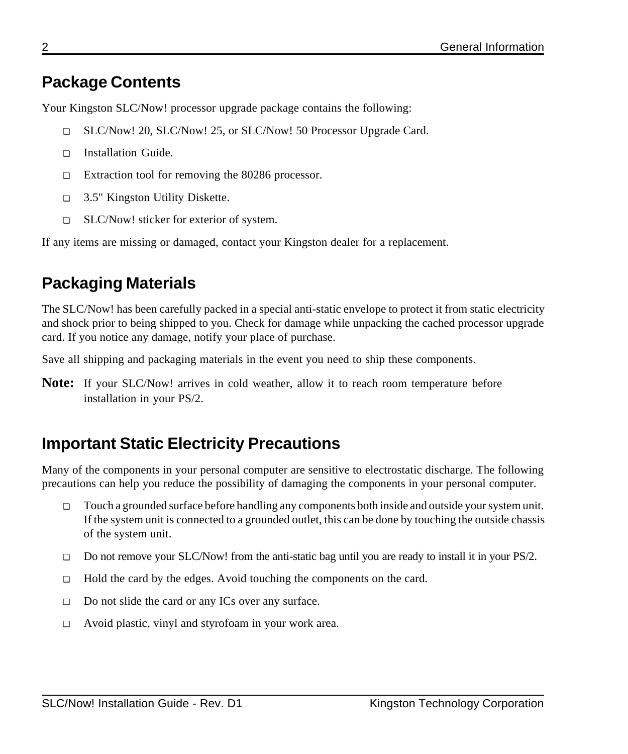## Package Contents

Your Kingston SLC/Now! processor upgrade package contains the following:

- SLC/Now! 20, SLC/Now! 25, or SLC/Now! 50 Processor Upgrade Card.
- Installation Guide.
- Extraction tool for removing the 80286 processor.
- 3.5" Kingston Utility Diskette.
- SLC/Now! sticker for exterior of system.

If any items are missing or damaged, contact your Kingston dealer for a replacement.

## Packaging Materials

The SLC/Now! has been carefully packed in a special anti-static envelope to protect it from static electricity and shock prior to being shipped to you. Check for damage while unpacking the cached processor upgrade card. If you notice any damage, notify your place of purchase.

Save all shipping and packaging materials in the event you need to ship these components.

**Note:** If your SLC/Now! arrives in cold weather, allow it to reach room temperature before installation in your PS/2.

## Important Static Electricity Precautions

Many of the components in your personal computer are sensitive to electrostatic discharge. The following precautions can help you reduce the possibility of damaging the components in your personal computer.

- Touch a grounded surface before handling any components both inside and outside your system unit. If the system unit is connected to a grounded outlet, this can be done by touching the outside chassis of the system unit.
- Do not remove your SLC/Now! from the anti-static bag until you are ready to install it in your PS/2.
- Hold the card by the edges. Avoid touching the components on the card.
- Do not slide the card or any ICs over any surface.
- Avoid plastic, vinyl and styrofoam in your work area.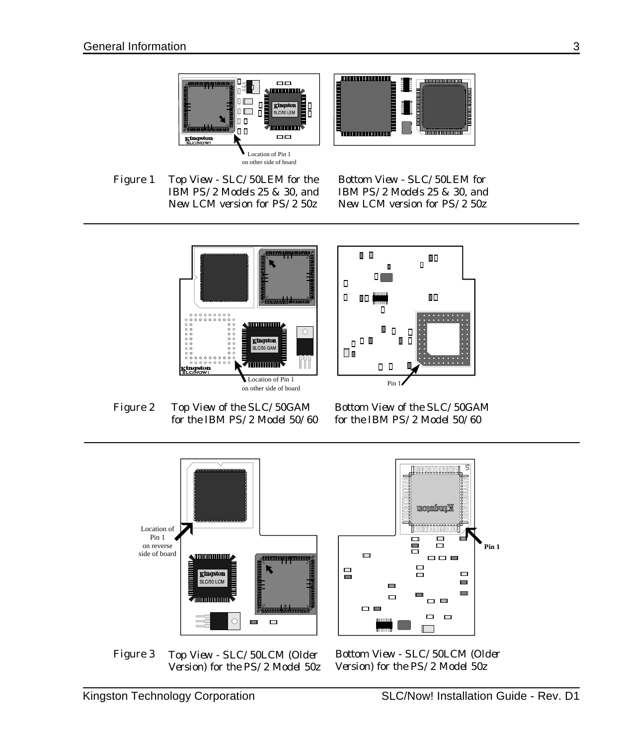Location of Pin 1
on other side of board

Figure 1 Top View - SLC/50LEM for the IBM PS/2 Models 25 & 30, and New LCM version for PS/2 50z

Bottom View - SLC/50LEM for IBM PS/2 Models 25 & 30, and New LCM version for PS/2 50z

---

Location of Pin 1
on other side of board

Pin 1

Figure 2 Top View of the SLC/50GAM for the IBM PS/2 Model 50/60

Bottom View of the SLC/50GAM for the IBM PS/2 Model 50/60

---

Location of Pin 1 on reverse side of board

Pin 1

Figure 3 Top View - SLC/50LCM (Older Version) for the PS/2 Model 50z

Bottom View - SLC/50LCM (Older Version) for the PS/2 Model 50z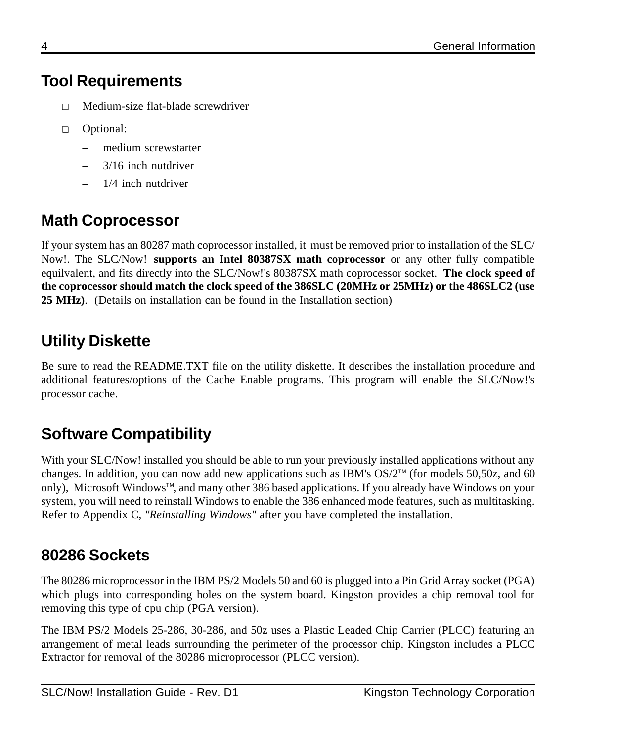## Tool Requirements

- Medium-size flat-blade screwdriver
- Optional:
  - medium screwstarter
  - 3/16 inch nutdriver
  - 1/4 inch nutdriver

## Math Coprocessor

If your system has an 80287 math coprocessor installed, it must be removed prior to installation of the SLC/Now!. The SLC/Now! **supports an Intel 80387SX math coprocessor** or any other fully compatible equilvalent, and fits directly into the SLC/Now!'s 80387SX math coprocessor socket. **The clock speed of the coprocessor should match the clock speed of the 386SLC (20MHz or 25MHz) or the 486SLC2 (use 25 MHz)**. (Details on installation can be found in the Installation section)

## Utility Diskette

Be sure to read the README.TXT file on the utility diskette. It describes the installation procedure and additional features/options of the Cache Enable programs. This program will enable the SLC/Now!'s processor cache.

## Software Compatibility

With your SLC/Now! installed you should be able to run your previously installed applications without any changes. In addition, you can now add new applications such as IBM's OS/2™ (for models 50,50z, and 60 only), Microsoft Windows™, and many other 386 based applications. If you already have Windows on your system, you will need to reinstall Windows to enable the 386 enhanced mode features, such as multitasking. Refer to Appendix C, *"Reinstalling Windows"* after you have completed the installation.

## 80286 Sockets

The 80286 microprocessor in the IBM PS/2 Models 50 and 60 is plugged into a Pin Grid Array socket (PGA) which plugs into corresponding holes on the system board. Kingston provides a chip removal tool for removing this type of cpu chip (PGA version).

The IBM PS/2 Models 25-286, 30-286, and 50z uses a Plastic Leaded Chip Carrier (PLCC) featuring an arrangement of metal leads surrounding the perimeter of the processor chip. Kingston includes a PLCC Extractor for removal of the 80286 microprocessor (PLCC version).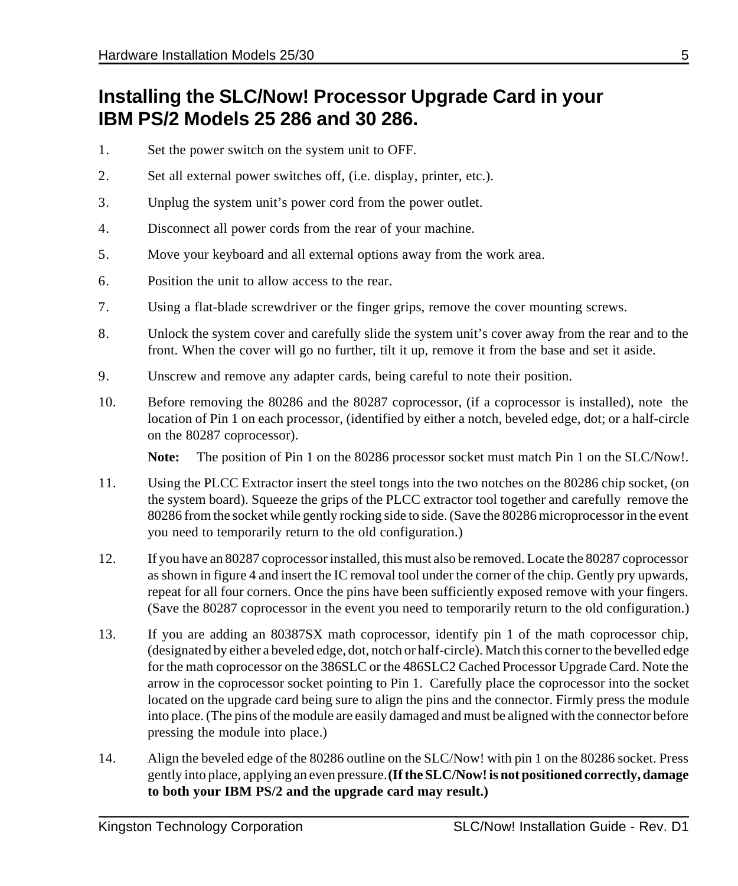## Installing the SLC/Now! Processor Upgrade Card in your IBM PS/2 Models 25 286 and 30 286.

1. Set the power switch on the system unit to OFF.
2. Set all external power switches off, (i.e. display, printer, etc.).
3. Unplug the system unit's power cord from the power outlet.
4. Disconnect all power cords from the rear of your machine.
5. Move your keyboard and all external options away from the work area.
6. Position the unit to allow access to the rear.
7. Using a flat-blade screwdriver or the finger grips, remove the cover mounting screws.
8. Unlock the system cover and carefully slide the system unit's cover away from the rear and to the front. When the cover will go no further, tilt it up, remove it from the base and set it aside.
9. Unscrew and remove any adapter cards, being careful to note their position.
10. Before removing the 80286 and the 80287 coprocessor, (if a coprocessor is installed), note the location of Pin 1 on each processor, (identified by either a notch, beveled edge, dot; or a half-circle on the 80287 coprocessor).

    **Note:** The position of Pin 1 on the 80286 processor socket must match Pin 1 on the SLC/Now!.

11. Using the PLCC Extractor insert the steel tongs into the two notches on the 80286 chip socket, (on the system board). Squeeze the grips of the PLCC extractor tool together and carefully remove the 80286 from the socket while gently rocking side to side. (Save the 80286 microprocessor in the event you need to temporarily return to the old configuration.)
12. If you have an 80287 coprocessor installed, this must also be removed. Locate the 80287 coprocessor as shown in figure 4 and insert the IC removal tool under the corner of the chip. Gently pry upwards, repeat for all four corners. Once the pins have been sufficiently exposed remove with your fingers. (Save the 80287 coprocessor in the event you need to temporarily return to the old configuration.)
13. If you are adding an 80387SX math coprocessor, identify pin 1 of the math coprocessor chip, (designated by either a beveled edge, dot, notch or half-circle). Match this corner to the bevelled edge for the math coprocessor on the 386SLC or the 486SLC2 Cached Processor Upgrade Card. Note the arrow in the coprocessor socket pointing to Pin 1. Carefully place the coprocessor into the socket located on the upgrade card being sure to align the pins and the connector. Firmly press the module into place. (The pins of the module are easily damaged and must be aligned with the connector before pressing the module into place.)
14. Align the beveled edge of the 80286 outline on the SLC/Now! with pin 1 on the 80286 socket. Press gently into place, applying an even pressure. **(If the SLC/Now! is not positioned correctly, damage to both your IBM PS/2 and the upgrade card may result.)**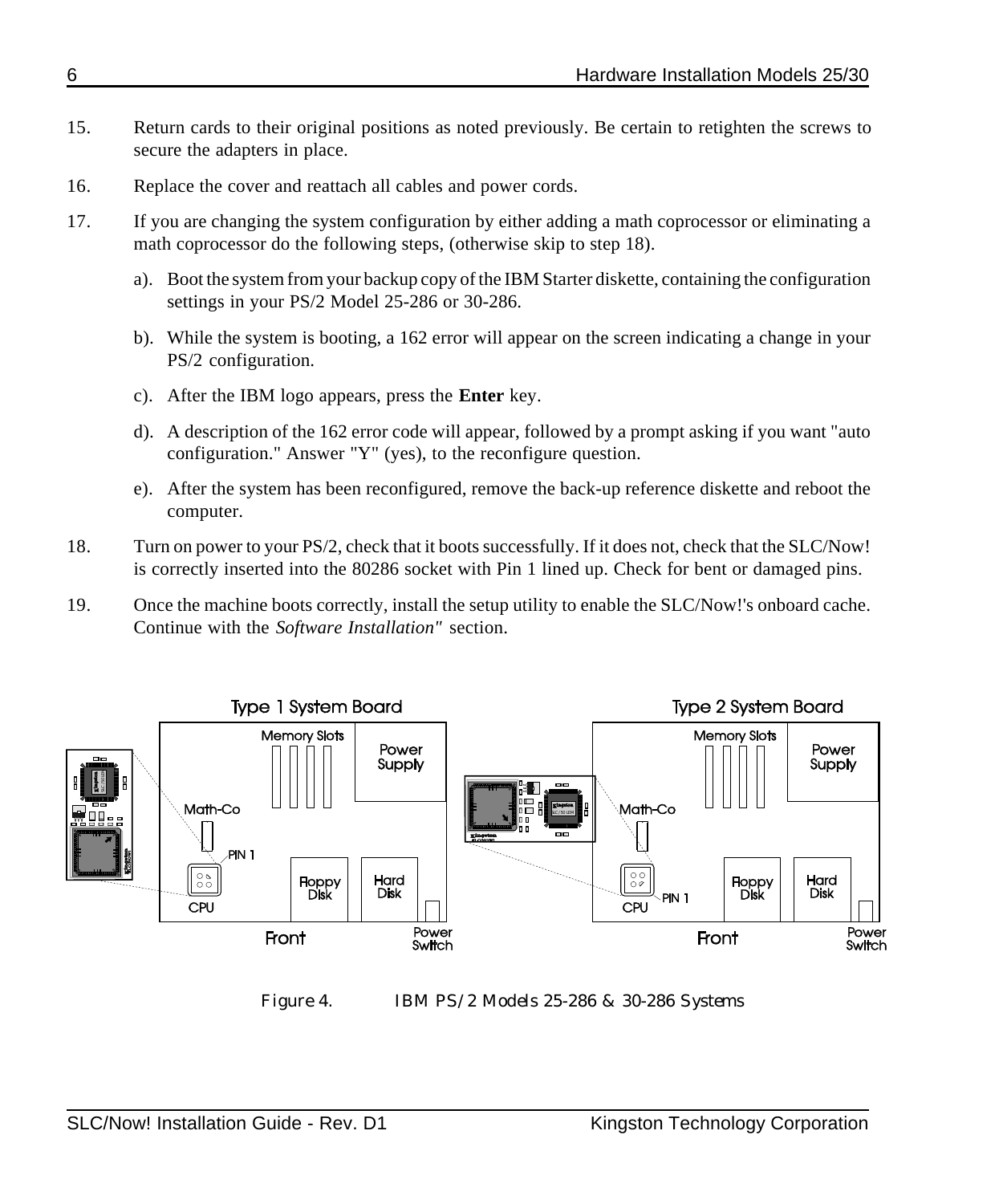15. Return cards to their original positions as noted previously. Be certain to retighten the screws to secure the adapters in place.

16. Replace the cover and reattach all cables and power cords.

17. If you are changing the system configuration by either adding a math coprocessor or eliminating a math coprocessor do the following steps, (otherwise skip to step 18).

    a). Boot the system from your backup copy of the IBM Starter diskette, containing the configuration settings in your PS/2 Model 25-286 or 30-286.

    b). While the system is booting, a 162 error will appear on the screen indicating a change in your PS/2 configuration.

    c). After the IBM logo appears, press the **Enter** key.

    d). A description of the 162 error code will appear, followed by a prompt asking if you want "auto configuration." Answer "Y" (yes), to the reconfigure question.

    e). After the system has been reconfigured, remove the back-up reference diskette and reboot the computer.

18. Turn on power to your PS/2, check that it boots successfully. If it does not, check that the SLC/Now! is correctly inserted into the 80286 socket with Pin 1 lined up. Check for bent or damaged pins.

19. Once the machine boots correctly, install the setup utility to enable the SLC/Now!'s onboard cache. Continue with the *Software Installation"* section.

Figure 4. IBM PS/2 Models 25-286 & 30-286 Systems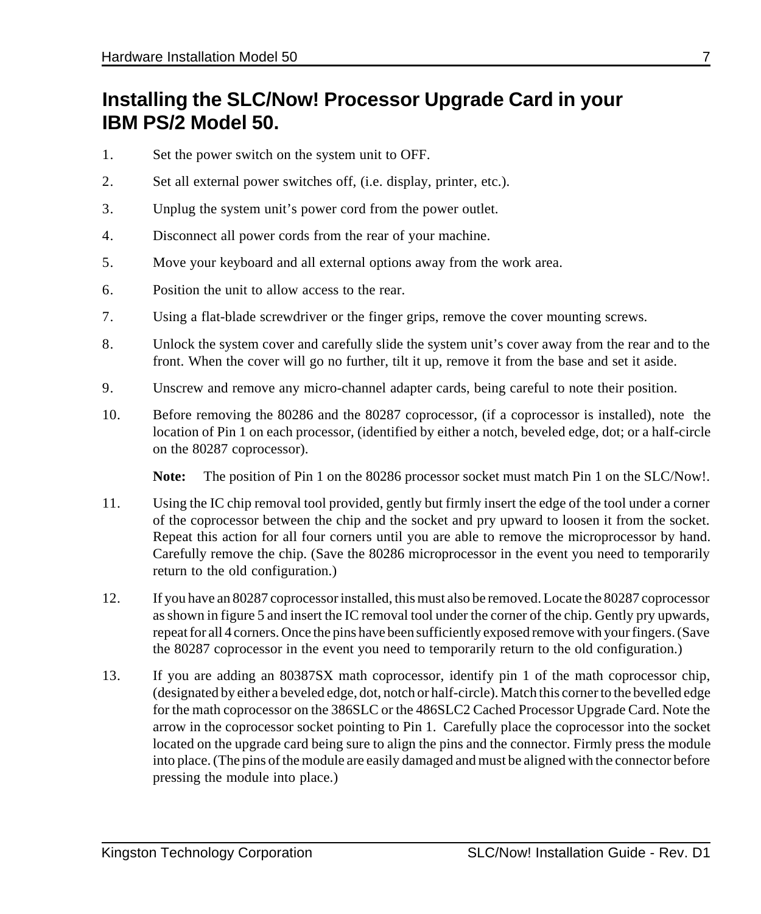# Installing the SLC/Now! Processor Upgrade Card in your IBM PS/2 Model 50.

1. Set the power switch on the system unit to OFF.
2. Set all external power switches off, (i.e. display, printer, etc.).
3. Unplug the system unit's power cord from the power outlet.
4. Disconnect all power cords from the rear of your machine.
5. Move your keyboard and all external options away from the work area.
6. Position the unit to allow access to the rear.
7. Using a flat-blade screwdriver or the finger grips, remove the cover mounting screws.
8. Unlock the system cover and carefully slide the system unit's cover away from the rear and to the front. When the cover will go no further, tilt it up, remove it from the base and set it aside.
9. Unscrew and remove any micro-channel adapter cards, being careful to note their position.
10. Before removing the 80286 and the 80287 coprocessor, (if a coprocessor is installed), note the location of Pin 1 on each processor, (identified by either a notch, beveled edge, dot; or a half-circle on the 80287 coprocessor).

    **Note:** The position of Pin 1 on the 80286 processor socket must match Pin 1 on the SLC/Now!.

11. Using the IC chip removal tool provided, gently but firmly insert the edge of the tool under a corner of the coprocessor between the chip and the socket and pry upward to loosen it from the socket. Repeat this action for all four corners until you are able to remove the microprocessor by hand. Carefully remove the chip. (Save the 80286 microprocessor in the event you need to temporarily return to the old configuration.)
12. If you have an 80287 coprocessor installed, this must also be removed. Locate the 80287 coprocessor as shown in figure 5 and insert the IC removal tool under the corner of the chip. Gently pry upwards, repeat for all 4 corners. Once the pins have been sufficiently exposed remove with your fingers. (Save the 80287 coprocessor in the event you need to temporarily return to the old configuration.)
13. If you are adding an 80387SX math coprocessor, identify pin 1 of the math coprocessor chip, (designated by either a beveled edge, dot, notch or half-circle). Match this corner to the bevelled edge for the math coprocessor on the 386SLC or the 486SLC2 Cached Processor Upgrade Card. Note the arrow in the coprocessor socket pointing to Pin 1. Carefully place the coprocessor into the socket located on the upgrade card being sure to align the pins and the connector. Firmly press the module into place. (The pins of the module are easily damaged and must be aligned with the connector before pressing the module into place.)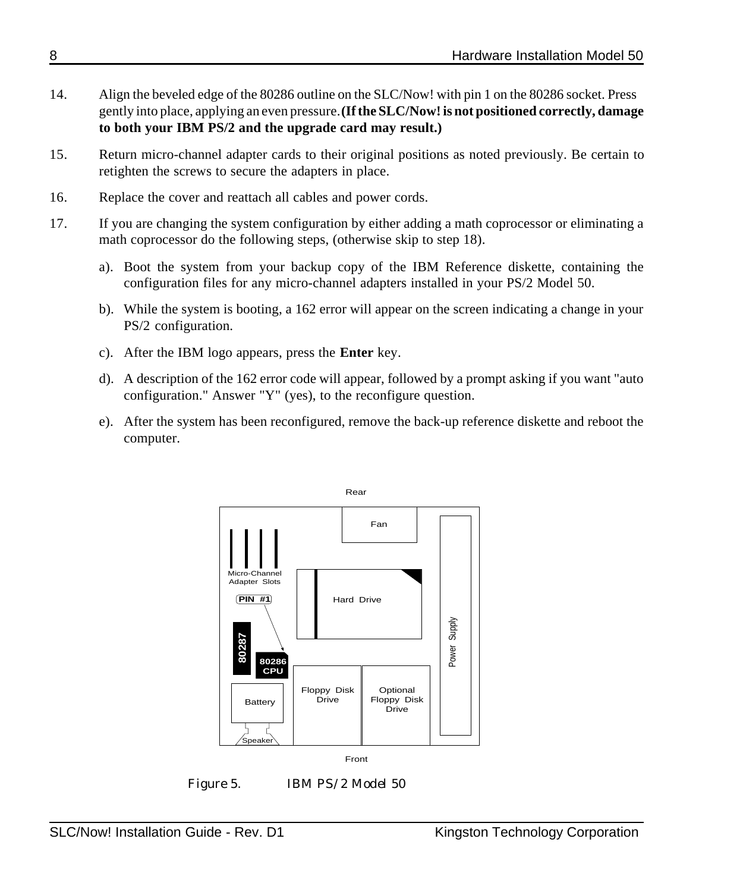14. Align the beveled edge of the 80286 outline on the SLC/Now! with pin 1 on the 80286 socket. Press gently into place, applying an even pressure. **(If the SLC/Now! is not positioned correctly, damage to both your IBM PS/2 and the upgrade card may result.)**

15. Return micro-channel adapter cards to their original positions as noted previously. Be certain to retighten the screws to secure the adapters in place.

16. Replace the cover and reattach all cables and power cords.

17. If you are changing the system configuration by either adding a math coprocessor or eliminating a math coprocessor do the following steps, (otherwise skip to step 18).

    a). Boot the system from your backup copy of the IBM Reference diskette, containing the configuration files for any micro-channel adapters installed in your PS/2 Model 50.

    b). While the system is booting, a 162 error will appear on the screen indicating a change in your PS/2 configuration.

    c). After the IBM logo appears, press the **Enter** key.

    d). A description of the 162 error code will appear, followed by a prompt asking if you want "auto configuration." Answer "Y" (yes), to the reconfigure question.

    e). After the system has been reconfigured, remove the back-up reference diskette and reboot the computer.

Rear

Fan

Micro-Channel Adapter Slots

PIN #1

Hard Drive

Power Supply

80287

80286 CPU

Battery

Floppy Disk Drive

Optional Floppy Disk Drive

Speaker

Front

Figure 5. IBM PS/2 Model 50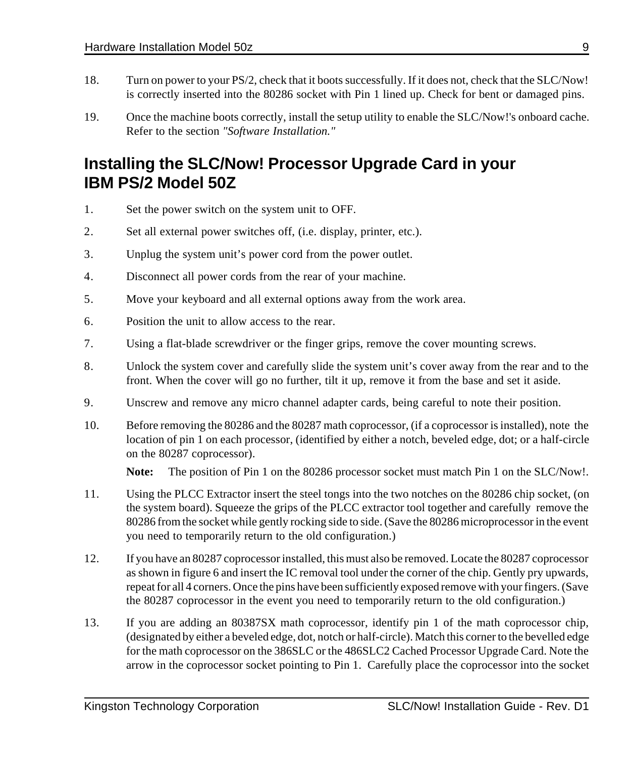18. Turn on power to your PS/2, check that it boots successfully. If it does not, check that the SLC/Now! is correctly inserted into the 80286 socket with Pin 1 lined up. Check for bent or damaged pins.

19. Once the machine boots correctly, install the setup utility to enable the SLC/Now!'s onboard cache. Refer to the section *"Software Installation."*

## Installing the SLC/Now! Processor Upgrade Card in your IBM PS/2 Model 50Z

1. Set the power switch on the system unit to OFF.

2. Set all external power switches off, (i.e. display, printer, etc.).

3. Unplug the system unit's power cord from the power outlet.

4. Disconnect all power cords from the rear of your machine.

5. Move your keyboard and all external options away from the work area.

6. Position the unit to allow access to the rear.

7. Using a flat-blade screwdriver or the finger grips, remove the cover mounting screws.

8. Unlock the system cover and carefully slide the system unit's cover away from the rear and to the front. When the cover will go no further, tilt it up, remove it from the base and set it aside.

9. Unscrew and remove any micro channel adapter cards, being careful to note their position.

10. Before removing the 80286 and the 80287 math coprocessor, (if a coprocessor is installed), note the location of pin 1 on each processor, (identified by either a notch, beveled edge, dot; or a half-circle on the 80287 coprocessor).

    **Note:** The position of Pin 1 on the 80286 processor socket must match Pin 1 on the SLC/Now!.

11. Using the PLCC Extractor insert the steel tongs into the two notches on the 80286 chip socket, (on the system board). Squeeze the grips of the PLCC extractor tool together and carefully remove the 80286 from the socket while gently rocking side to side. (Save the 80286 microprocessor in the event you need to temporarily return to the old configuration.)

12. If you have an 80287 coprocessor installed, this must also be removed. Locate the 80287 coprocessor as shown in figure 6 and insert the IC removal tool under the corner of the chip. Gently pry upwards, repeat for all 4 corners. Once the pins have been sufficiently exposed remove with your fingers. (Save the 80287 coprocessor in the event you need to temporarily return to the old configuration.)

13. If you are adding an 80387SX math coprocessor, identify pin 1 of the math coprocessor chip, (designated by either a beveled edge, dot, notch or half-circle). Match this corner to the bevelled edge for the math coprocessor on the 386SLC or the 486SLC2 Cached Processor Upgrade Card. Note the arrow in the coprocessor socket pointing to Pin 1. Carefully place the coprocessor into the socket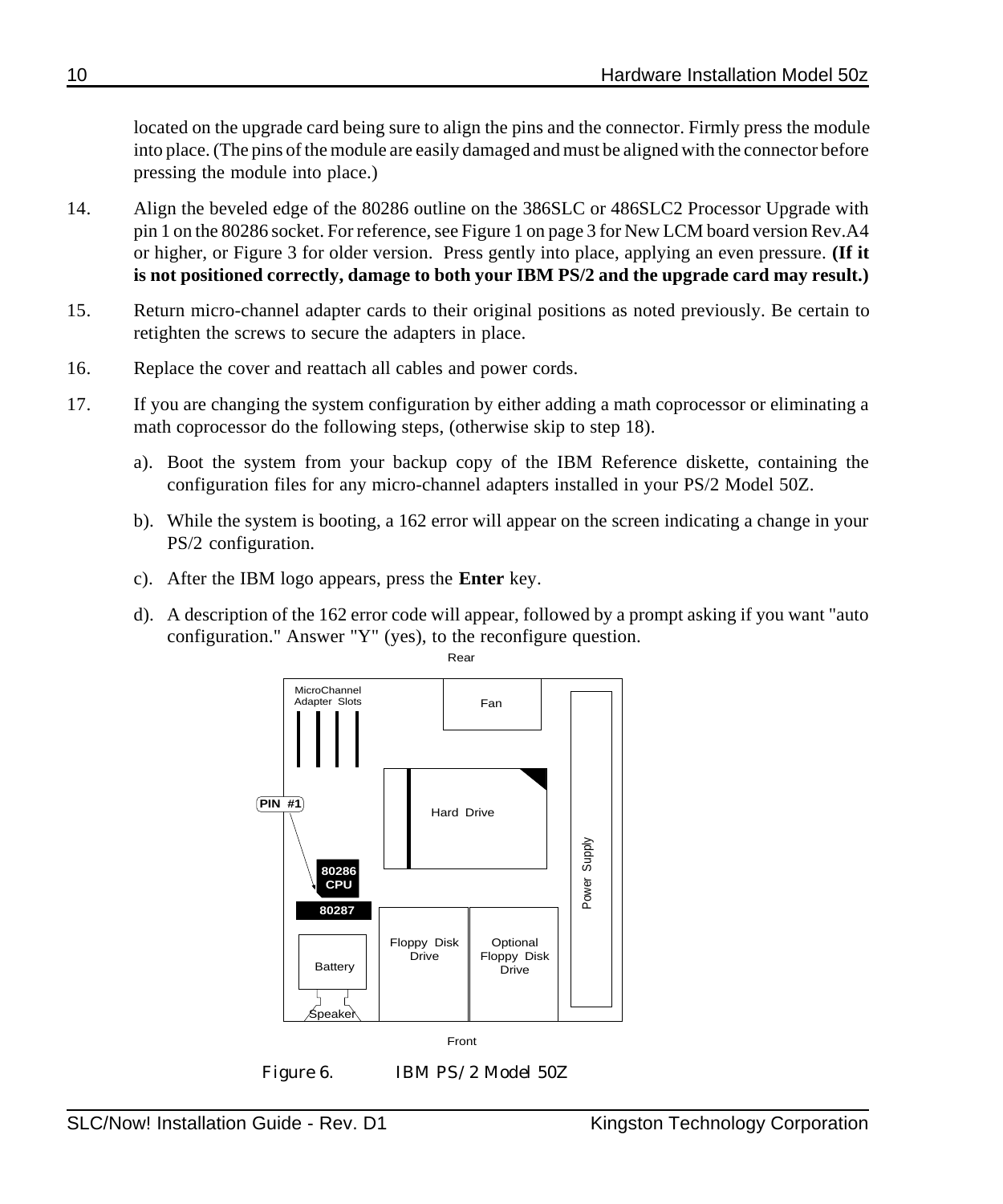located on the upgrade card being sure to align the pins and the connector. Firmly press the module into place. (The pins of the module are easily damaged and must be aligned with the connector before pressing the module into place.)

14. Align the beveled edge of the 80286 outline on the 386SLC or 486SLC2 Processor Upgrade with pin 1 on the 80286 socket. For reference, see Figure 1 on page 3 for New LCM board version Rev.A4 or higher, or Figure 3 for older version. Press gently into place, applying an even pressure. **(If it is not positioned correctly, damage to both your IBM PS/2 and the upgrade card may result.)**

15. Return micro-channel adapter cards to their original positions as noted previously. Be certain to retighten the screws to secure the adapters in place.

16. Replace the cover and reattach all cables and power cords.

17. If you are changing the system configuration by either adding a math coprocessor or eliminating a math coprocessor do the following steps, (otherwise skip to step 18).

    a). Boot the system from your backup copy of the IBM Reference diskette, containing the configuration files for any micro-channel adapters installed in your PS/2 Model 50Z.

    b). While the system is booting, a 162 error will appear on the screen indicating a change in your PS/2 configuration.

    c). After the IBM logo appears, press the **Enter** key.

    d). A description of the 162 error code will appear, followed by a prompt asking if you want "auto configuration." Answer "Y" (yes), to the reconfigure question.

Rear

MicroChannel Adapter Slots | Fan | Hard Drive | Power Supply | PIN #1 | 80286 CPU | 80287 | Battery | Speaker | Floppy Disk Drive | Optional Floppy Disk Drive

Front

Figure 6. IBM PS/2 Model 50Z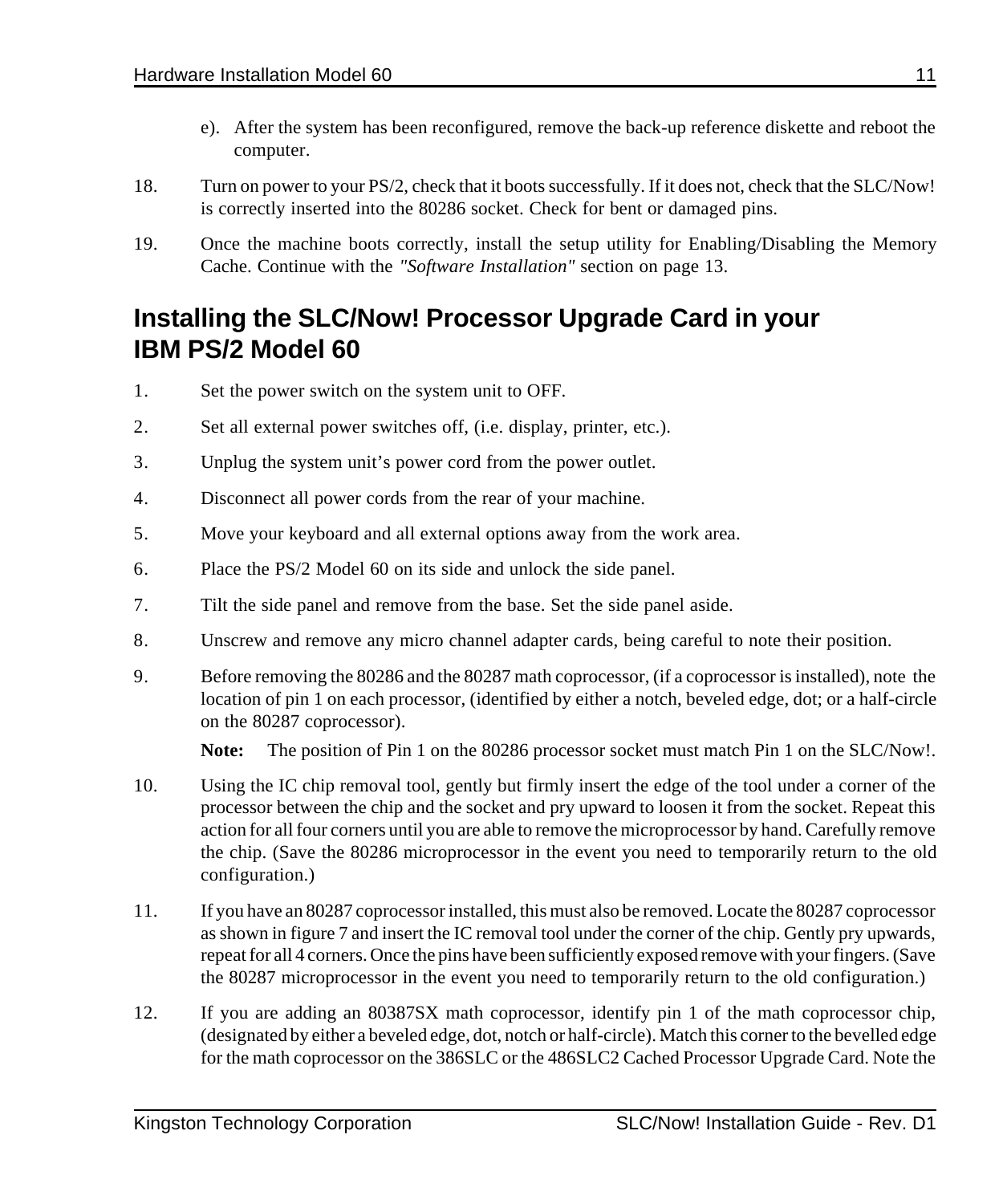e). After the system has been reconfigured, remove the back-up reference diskette and reboot the computer.

18. Turn on power to your PS/2, check that it boots successfully. If it does not, check that the SLC/Now! is correctly inserted into the 80286 socket. Check for bent or damaged pins.

19. Once the machine boots correctly, install the setup utility for Enabling/Disabling the Memory Cache. Continue with the *"Software Installation"* section on page 13.

## Installing the SLC/Now! Processor Upgrade Card in your IBM PS/2 Model 60

1. Set the power switch on the system unit to OFF.

2. Set all external power switches off, (i.e. display, printer, etc.).

3. Unplug the system unit's power cord from the power outlet.

4. Disconnect all power cords from the rear of your machine.

5. Move your keyboard and all external options away from the work area.

6. Place the PS/2 Model 60 on its side and unlock the side panel.

7. Tilt the side panel and remove from the base. Set the side panel aside.

8. Unscrew and remove any micro channel adapter cards, being careful to note their position.

9. Before removing the 80286 and the 80287 math coprocessor, (if a coprocessor is installed), note the location of pin 1 on each processor, (identified by either a notch, beveled edge, dot; or a half-circle on the 80287 coprocessor).

   **Note:** The position of Pin 1 on the 80286 processor socket must match Pin 1 on the SLC/Now!.

10. Using the IC chip removal tool, gently but firmly insert the edge of the tool under a corner of the processor between the chip and the socket and pry upward to loosen it from the socket. Repeat this action for all four corners until you are able to remove the microprocessor by hand. Carefully remove the chip. (Save the 80286 microprocessor in the event you need to temporarily return to the old configuration.)

11. If you have an 80287 coprocessor installed, this must also be removed. Locate the 80287 coprocessor as shown in figure 7 and insert the IC removal tool under the corner of the chip. Gently pry upwards, repeat for all 4 corners. Once the pins have been sufficiently exposed remove with your fingers. (Save the 80287 microprocessor in the event you need to temporarily return to the old configuration.)

12. If you are adding an 80387SX math coprocessor, identify pin 1 of the math coprocessor chip, (designated by either a beveled edge, dot, notch or half-circle). Match this corner to the bevelled edge for the math coprocessor on the 386SLC or the 486SLC2 Cached Processor Upgrade Card. Note the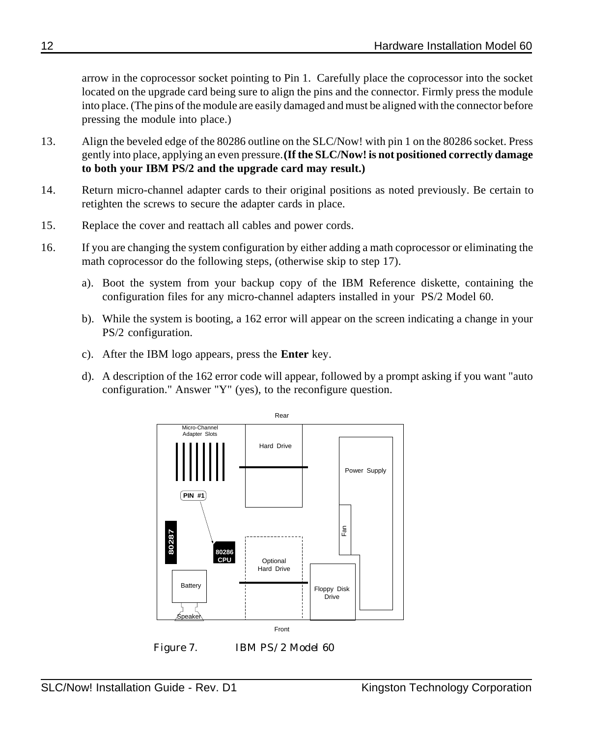arrow in the coprocessor socket pointing to Pin 1. Carefully place the coprocessor into the socket located on the upgrade card being sure to align the pins and the connector. Firmly press the module into place. (The pins of the module are easily damaged and must be aligned with the connector before pressing the module into place.)

13. Align the beveled edge of the 80286 outline on the SLC/Now! with pin 1 on the 80286 socket. Press gently into place, applying an even pressure. **(If the SLC/Now! is not positioned correctly damage to both your IBM PS/2 and the upgrade card may result.)**

14. Return micro-channel adapter cards to their original positions as noted previously. Be certain to retighten the screws to secure the adapter cards in place.

15. Replace the cover and reattach all cables and power cords.

16. If you are changing the system configuration by either adding a math coprocessor or eliminating the math coprocessor do the following steps, (otherwise skip to step 17).

    a). Boot the system from your backup copy of the IBM Reference diskette, containing the configuration files for any micro-channel adapters installed in your PS/2 Model 60.

    b). While the system is booting, a 162 error will appear on the screen indicating a change in your PS/2 configuration.

    c). After the IBM logo appears, press the **Enter** key.

    d). A description of the 162 error code will appear, followed by a prompt asking if you want "auto configuration." Answer "Y" (yes), to the reconfigure question.

Rear

Micro-Channel Adapter Slots | Hard Drive | Power Supply | PIN #1 | Fan | 80287 | 80286 CPU | Optional Hard Drive | Battery | Floppy Disk Drive | Speaker

Front

Figure 7. IBM PS/2 Model 60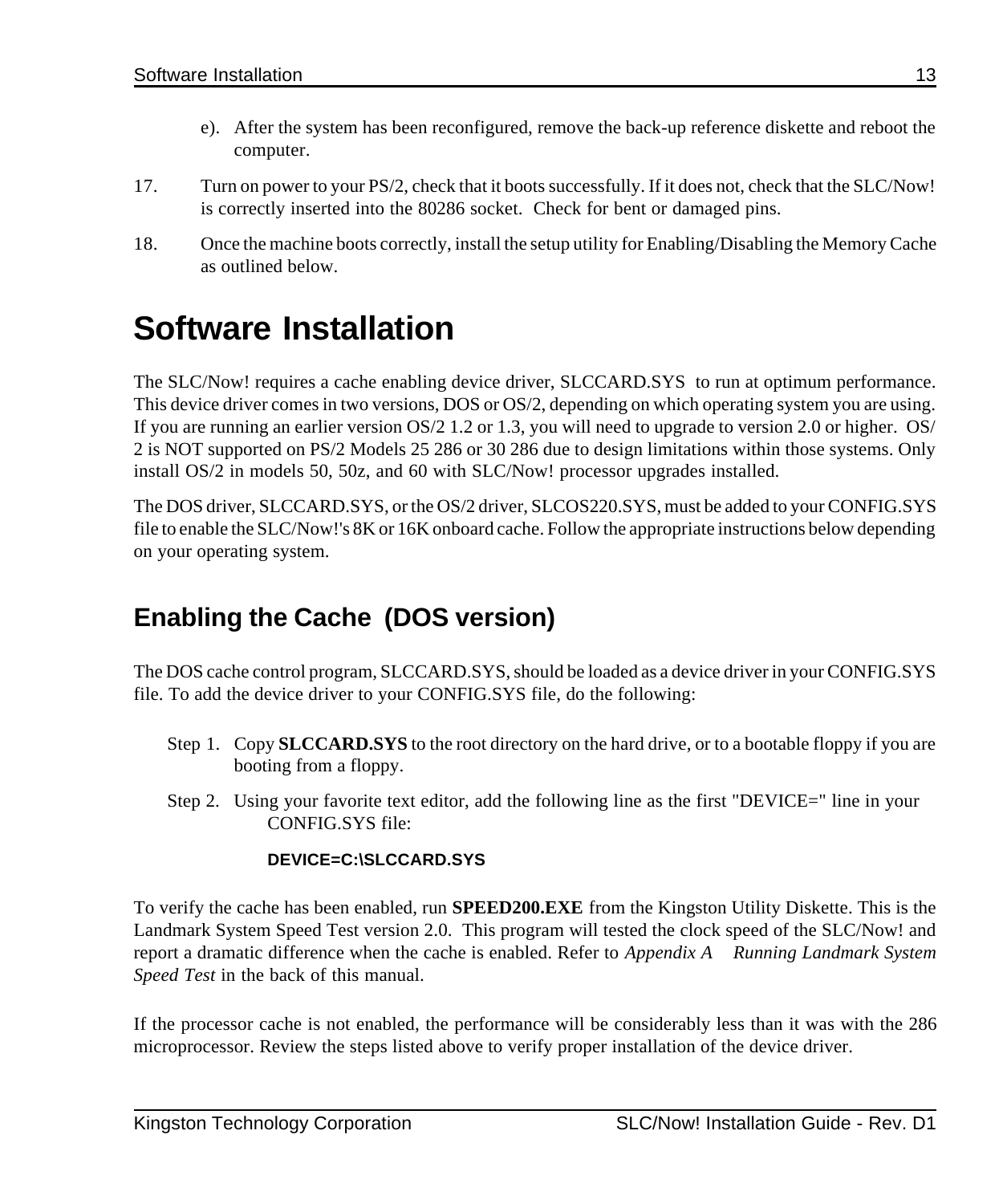e). After the system has been reconfigured, remove the back-up reference diskette and reboot the computer.

17. Turn on power to your PS/2, check that it boots successfully. If it does not, check that the SLC/Now! is correctly inserted into the 80286 socket. Check for bent or damaged pins.

18. Once the machine boots correctly, install the setup utility for Enabling/Disabling the Memory Cache as outlined below.

# Software Installation

The SLC/Now! requires a cache enabling device driver, SLCCARD.SYS to run at optimum performance. This device driver comes in two versions, DOS or OS/2, depending on which operating system you are using. If you are running an earlier version OS/2 1.2 or 1.3, you will need to upgrade to version 2.0 or higher. OS/2 is NOT supported on PS/2 Models 25 286 or 30 286 due to design limitations within those systems. Only install OS/2 in models 50, 50z, and 60 with SLC/Now! processor upgrades installed.

The DOS driver, SLCCARD.SYS, or the OS/2 driver, SLCOS220.SYS, must be added to your CONFIG.SYS file to enable the SLC/Now!'s 8K or 16K onboard cache. Follow the appropriate instructions below depending on your operating system.

## Enabling the Cache (DOS version)

The DOS cache control program, SLCCARD.SYS, should be loaded as a device driver in your CONFIG.SYS file. To add the device driver to your CONFIG.SYS file, do the following:

Step 1. Copy **SLCCARD.SYS** to the root directory on the hard drive, or to a bootable floppy if you are booting from a floppy.

Step 2. Using your favorite text editor, add the following line as the first "DEVICE=" line in your CONFIG.SYS file:

**DEVICE=C:\SLCCARD.SYS**

To verify the cache has been enabled, run **SPEED200.EXE** from the Kingston Utility Diskette. This is the Landmark System Speed Test version 2.0. This program will tested the clock speed of the SLC/Now! and report a dramatic difference when the cache is enabled. Refer to *Appendix A Running Landmark System Speed Test* in the back of this manual.

If the processor cache is not enabled, the performance will be considerably less than it was with the 286 microprocessor. Review the steps listed above to verify proper installation of the device driver.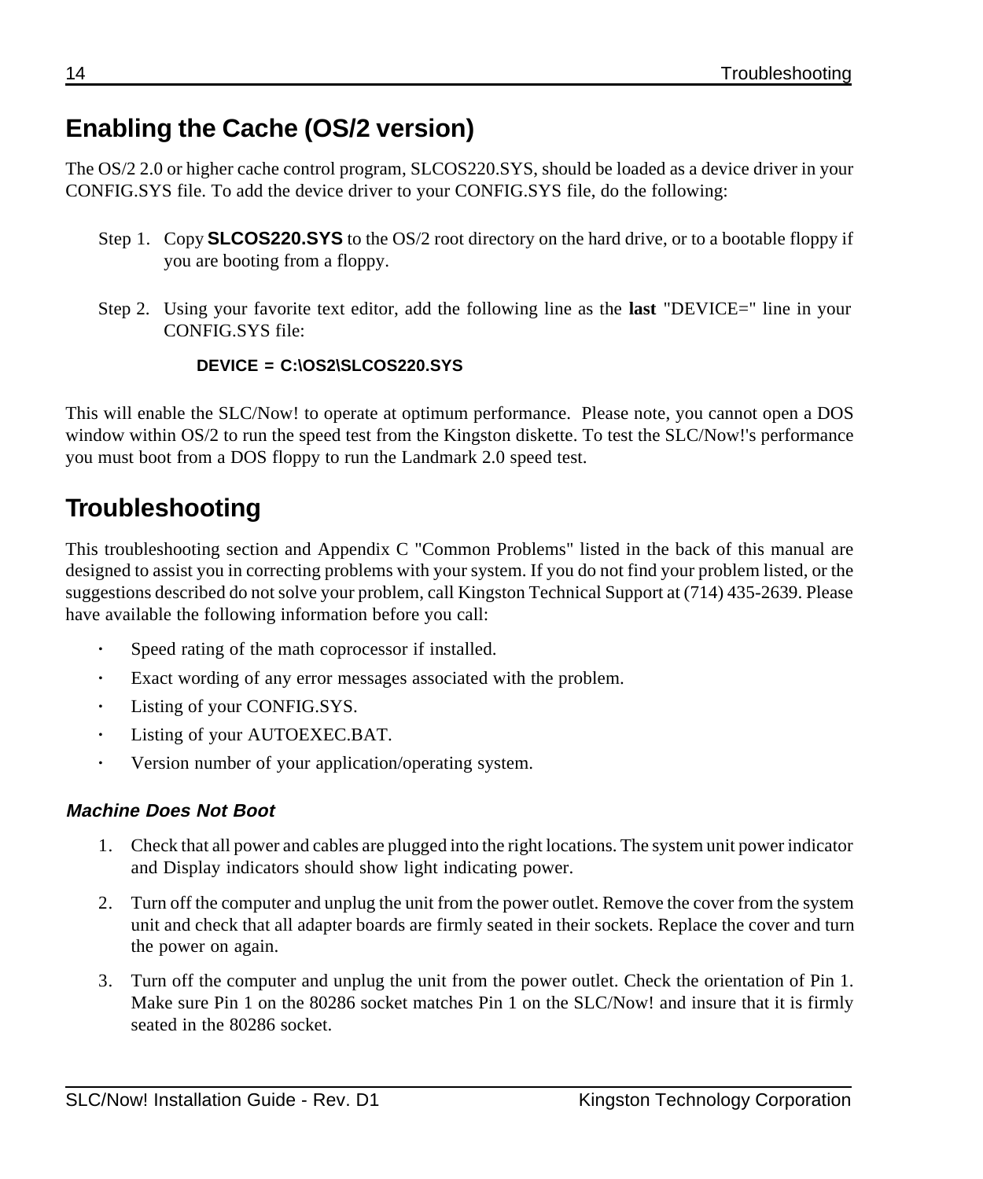## Enabling the Cache (OS/2 version)

The OS/2 2.0 or higher cache control program, SLCOS220.SYS, should be loaded as a device driver in your CONFIG.SYS file. To add the device driver to your CONFIG.SYS file, do the following:

Step 1. Copy **SLCOS220.SYS** to the OS/2 root directory on the hard drive, or to a bootable floppy if you are booting from a floppy.

Step 2. Using your favorite text editor, add the following line as the **last** "DEVICE=" line in your CONFIG.SYS file:

```
DEVICE = C:\OS2\SLCOS220.SYS
```

This will enable the SLC/Now! to operate at optimum performance. Please note, you cannot open a DOS window within OS/2 to run the speed test from the Kingston diskette. To test the SLC/Now!'s performance you must boot from a DOS floppy to run the Landmark 2.0 speed test.

## Troubleshooting

This troubleshooting section and Appendix C "Common Problems" listed in the back of this manual are designed to assist you in correcting problems with your system. If you do not find your problem listed, or the suggestions described do not solve your problem, call Kingston Technical Support at (714) 435-2639. Please have available the following information before you call:

- Speed rating of the math coprocessor if installed.
- Exact wording of any error messages associated with the problem.
- Listing of your CONFIG.SYS.
- Listing of your AUTOEXEC.BAT.
- Version number of your application/operating system.

### *Machine Does Not Boot*

1. Check that all power and cables are plugged into the right locations. The system unit power indicator and Display indicators should show light indicating power.
2. Turn off the computer and unplug the unit from the power outlet. Remove the cover from the system unit and check that all adapter boards are firmly seated in their sockets. Replace the cover and turn the power on again.
3. Turn off the computer and unplug the unit from the power outlet. Check the orientation of Pin 1. Make sure Pin 1 on the 80286 socket matches Pin 1 on the SLC/Now! and insure that it is firmly seated in the 80286 socket.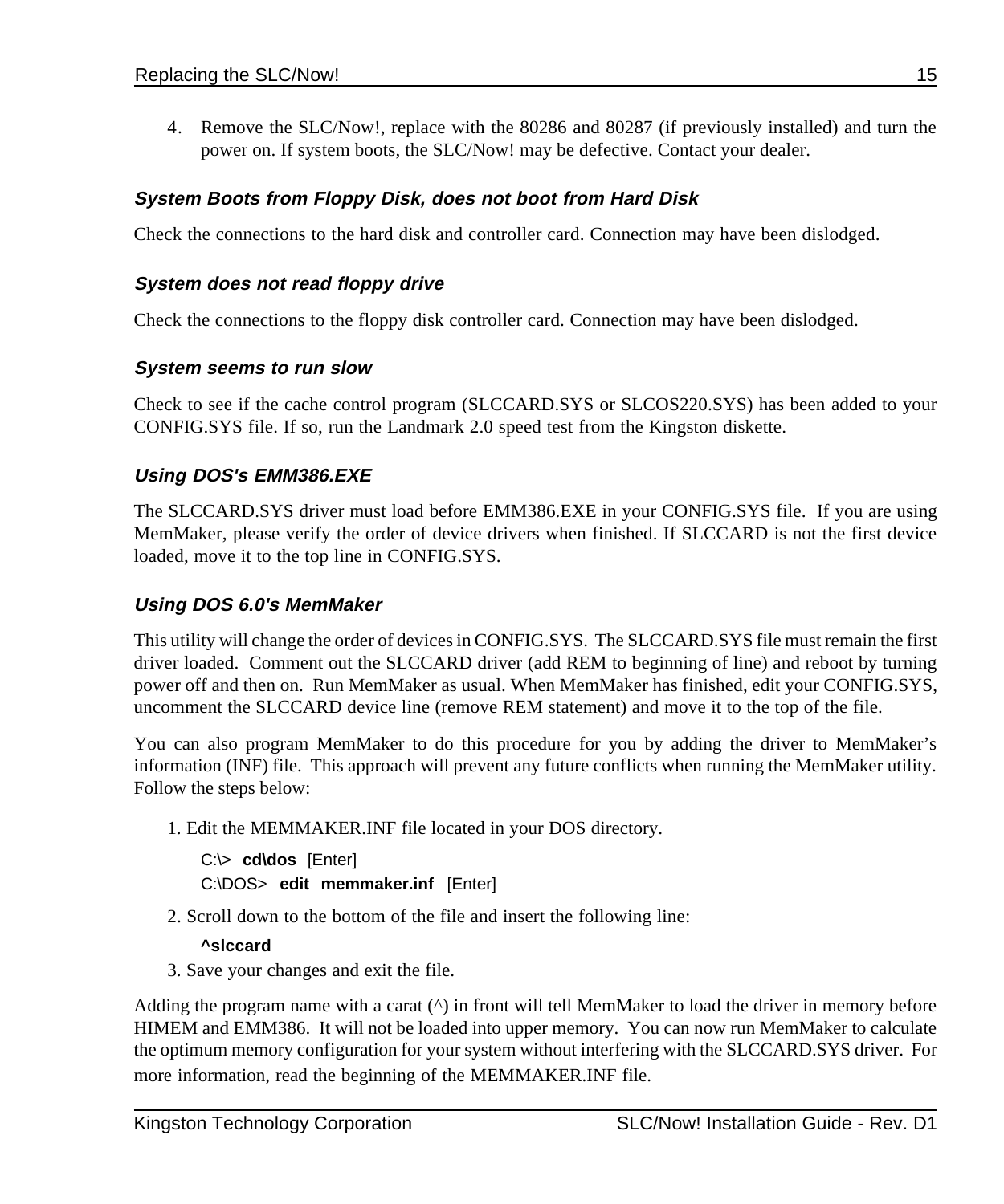4. Remove the SLC/Now!, replace with the 80286 and 80287 (if previously installed) and turn the power on. If system boots, the SLC/Now! may be defective. Contact your dealer.

### *System Boots from Floppy Disk, does not boot from Hard Disk*

Check the connections to the hard disk and controller card. Connection may have been dislodged.

### *System does not read floppy drive*

Check the connections to the floppy disk controller card. Connection may have been dislodged.

### *System seems to run slow*

Check to see if the cache control program (SLCCARD.SYS or SLCOS220.SYS) has been added to your CONFIG.SYS file. If so, run the Landmark 2.0 speed test from the Kingston diskette.

### *Using DOS's EMM386.EXE*

The SLCCARD.SYS driver must load before EMM386.EXE in your CONFIG.SYS file. If you are using MemMaker, please verify the order of device drivers when finished. If SLCCARD is not the first device loaded, move it to the top line in CONFIG.SYS.

### *Using DOS 6.0's MemMaker*

This utility will change the order of devices in CONFIG.SYS. The SLCCARD.SYS file must remain the first driver loaded. Comment out the SLCCARD driver (add REM to beginning of line) and reboot by turning power off and then on. Run MemMaker as usual. When MemMaker has finished, edit your CONFIG.SYS, uncomment the SLCCARD device line (remove REM statement) and move it to the top of the file.

You can also program MemMaker to do this procedure for you by adding the driver to MemMaker's information (INF) file. This approach will prevent any future conflicts when running the MemMaker utility. Follow the steps below:

1. Edit the MEMMAKER.INF file located in your DOS directory.

   C:\> **cd\dos** [Enter]

   C:\DOS> **edit memmaker.inf** [Enter]

2. Scroll down to the bottom of the file and insert the following line:

   **^slccard**

3. Save your changes and exit the file.

Adding the program name with a carat (^) in front will tell MemMaker to load the driver in memory before HIMEM and EMM386. It will not be loaded into upper memory. You can now run MemMaker to calculate the optimum memory configuration for your system without interfering with the SLCCARD.SYS driver. For more information, read the beginning of the MEMMAKER.INF file.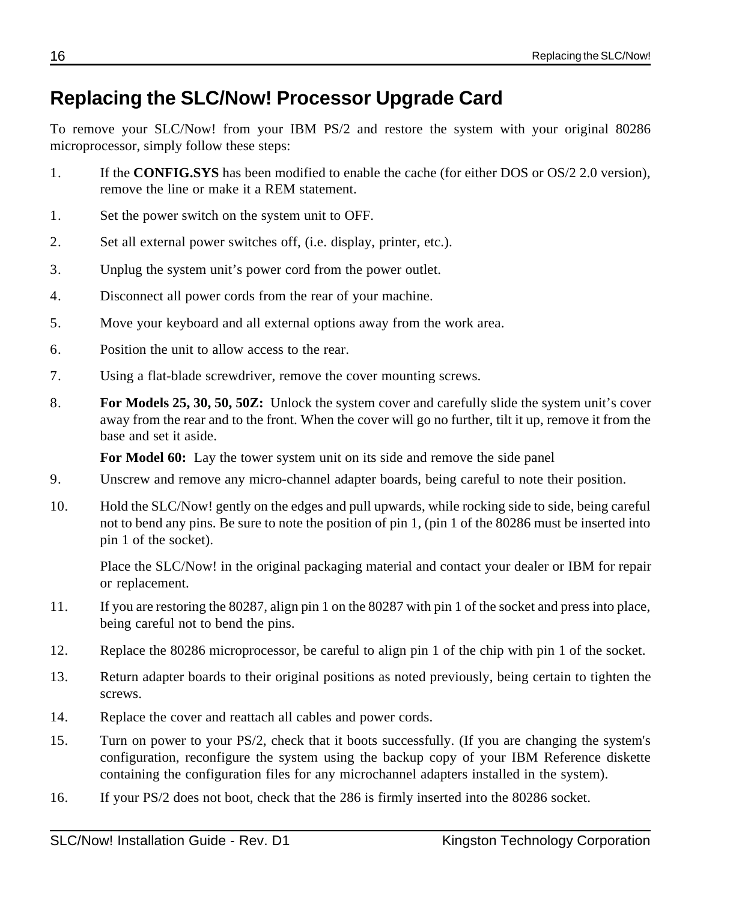# Replacing the SLC/Now! Processor Upgrade Card

To remove your SLC/Now! from your IBM PS/2 and restore the system with your original 80286 microprocessor, simply follow these steps:

1. If the **CONFIG.SYS** has been modified to enable the cache (for either DOS or OS/2 2.0 version), remove the line or make it a REM statement.

1. Set the power switch on the system unit to OFF.

2. Set all external power switches off, (i.e. display, printer, etc.).

3. Unplug the system unit's power cord from the power outlet.

4. Disconnect all power cords from the rear of your machine.

5. Move your keyboard and all external options away from the work area.

6. Position the unit to allow access to the rear.

7. Using a flat-blade screwdriver, remove the cover mounting screws.

8. **For Models 25, 30, 50, 50Z:** Unlock the system cover and carefully slide the system unit's cover away from the rear and to the front. When the cover will go no further, tilt it up, remove it from the base and set it aside.

   **For Model 60:** Lay the tower system unit on its side and remove the side panel

9. Unscrew and remove any micro-channel adapter boards, being careful to note their position.

10. Hold the SLC/Now! gently on the edges and pull upwards, while rocking side to side, being careful not to bend any pins. Be sure to note the position of pin 1, (pin 1 of the 80286 must be inserted into pin 1 of the socket).

    Place the SLC/Now! in the original packaging material and contact your dealer or IBM for repair or replacement.

11. If you are restoring the 80287, align pin 1 on the 80287 with pin 1 of the socket and press into place, being careful not to bend the pins.

12. Replace the 80286 microprocessor, be careful to align pin 1 of the chip with pin 1 of the socket.

13. Return adapter boards to their original positions as noted previously, being certain to tighten the screws.

14. Replace the cover and reattach all cables and power cords.

15. Turn on power to your PS/2, check that it boots successfully. (If you are changing the system's configuration, reconfigure the system using the backup copy of your IBM Reference diskette containing the configuration files for any microchannel adapters installed in the system).

16. If your PS/2 does not boot, check that the 286 is firmly inserted into the 80286 socket.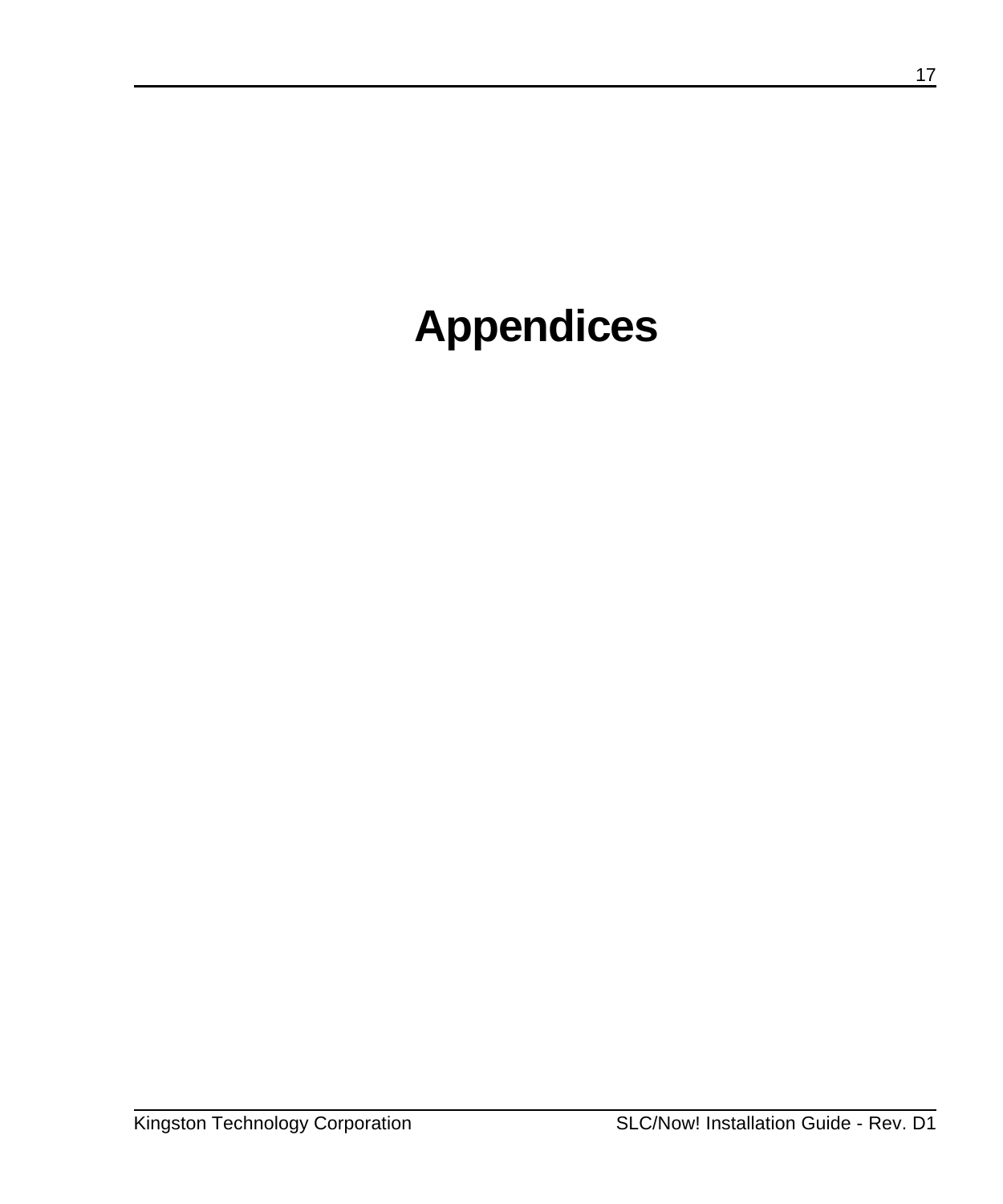# Appendices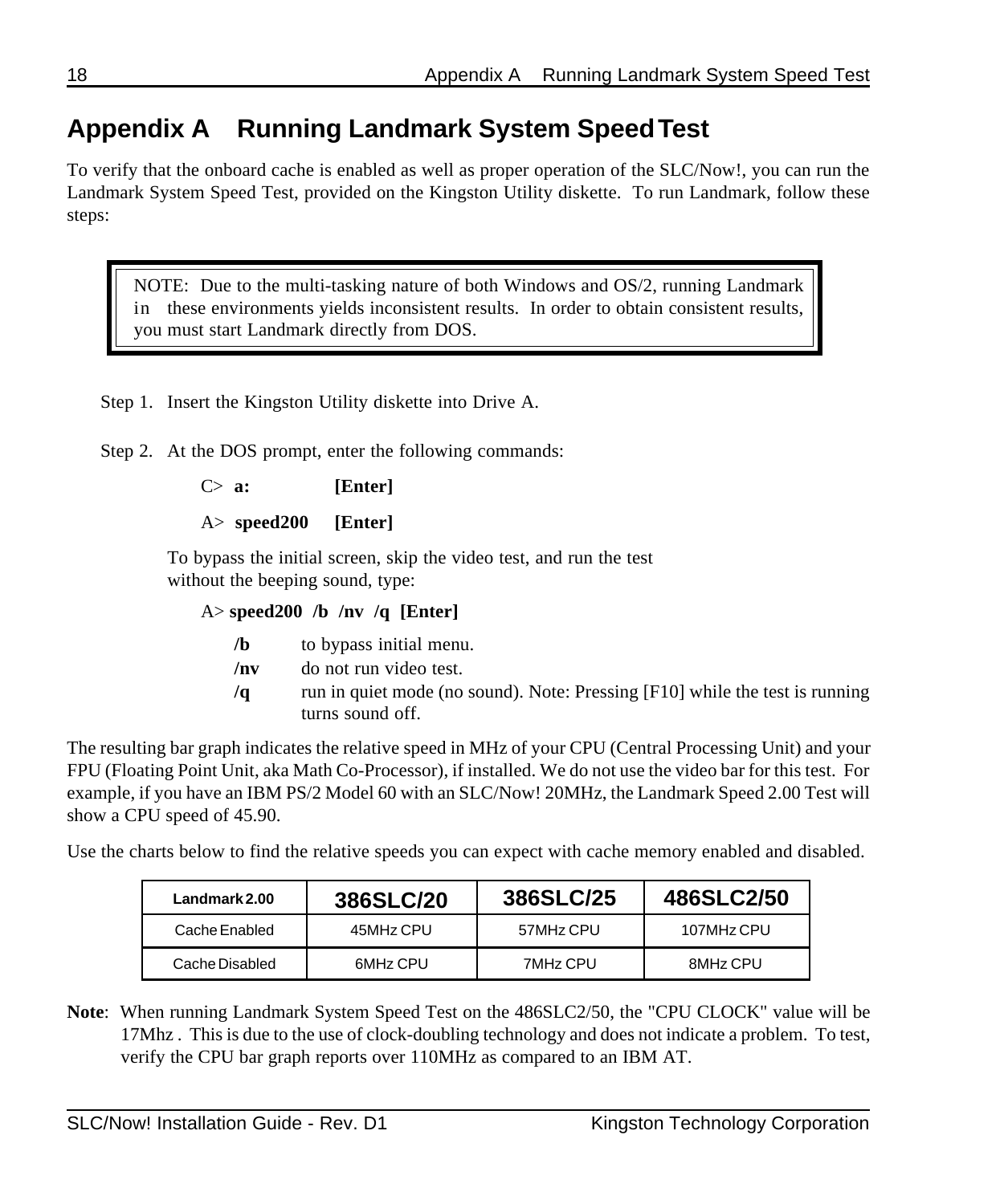# Appendix A Running Landmark System Speed Test

To verify that the onboard cache is enabled as well as proper operation of the SLC/Now!, you can run the Landmark System Speed Test, provided on the Kingston Utility diskette. To run Landmark, follow these steps:

> NOTE: Due to the multi-tasking nature of both Windows and OS/2, running Landmark in these environments yields inconsistent results. In order to obtain consistent results, you must start Landmark directly from DOS.

Step 1. Insert the Kingston Utility diskette into Drive A.

Step 2. At the DOS prompt, enter the following commands:

C> **a:** **[Enter]**

A> **speed200** **[Enter]**

To bypass the initial screen, skip the video test, and run the test without the beeping sound, type:

A> **speed200 /b /nv /q [Enter]**

- **/b** to bypass initial menu.
- **/nv** do not run video test.
- **/q** run in quiet mode (no sound). Note: Pressing [F10] while the test is running turns sound off.

The resulting bar graph indicates the relative speed in MHz of your CPU (Central Processing Unit) and your FPU (Floating Point Unit, aka Math Co-Processor), if installed. We do not use the video bar for this test. For example, if you have an IBM PS/2 Model 60 with an SLC/Now! 20MHz, the Landmark Speed 2.00 Test will show a CPU speed of 45.90.

Use the charts below to find the relative speeds you can expect with cache memory enabled and disabled.

| Landmark 2.00 | 386SLC/20 | 386SLC/25 | 486SLC2/50 |
|---|---|---|---|
| Cache Enabled | 45MHz CPU | 57MHz CPU | 107MHz CPU |
| Cache Disabled | 6MHz CPU | 7MHz CPU | 8MHz CPU |

**Note**: When running Landmark System Speed Test on the 486SLC2/50, the "CPU CLOCK" value will be 17Mhz . This is due to the use of clock-doubling technology and does not indicate a problem. To test, verify the CPU bar graph reports over 110MHz as compared to an IBM AT.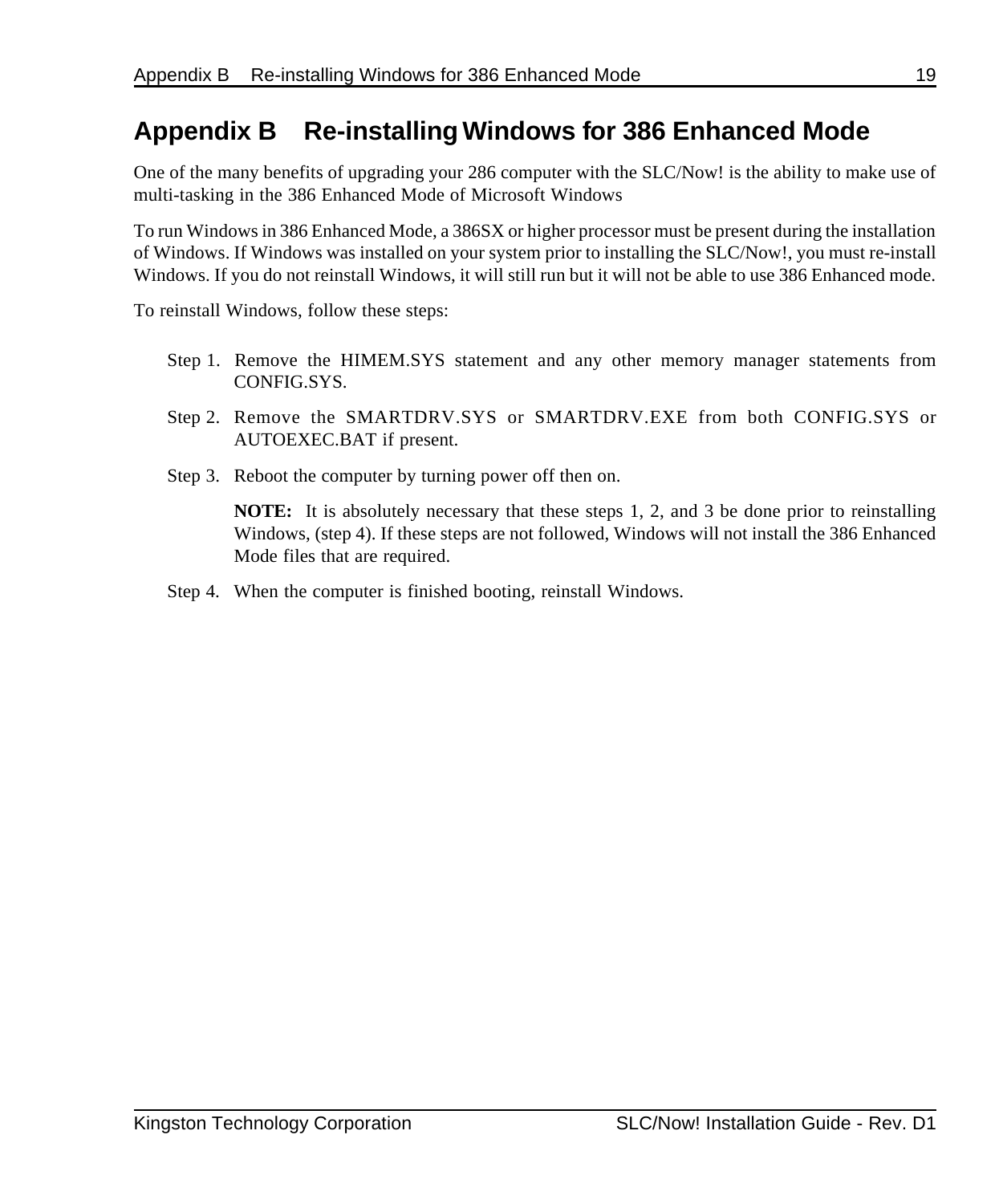# Appendix B Re-installing Windows for 386 Enhanced Mode

One of the many benefits of upgrading your 286 computer with the SLC/Now! is the ability to make use of multi-tasking in the 386 Enhanced Mode of Microsoft Windows

To run Windows in 386 Enhanced Mode, a 386SX or higher processor must be present during the installation of Windows. If Windows was installed on your system prior to installing the SLC/Now!, you must re-install Windows. If you do not reinstall Windows, it will still run but it will not be able to use 386 Enhanced mode.

To reinstall Windows, follow these steps:

Step 1. Remove the HIMEM.SYS statement and any other memory manager statements from CONFIG.SYS.

Step 2. Remove the SMARTDRV.SYS or SMARTDRV.EXE from both CONFIG.SYS or AUTOEXEC.BAT if present.

Step 3. Reboot the computer by turning power off then on.

**NOTE:** It is absolutely necessary that these steps 1, 2, and 3 be done prior to reinstalling Windows, (step 4). If these steps are not followed, Windows will not install the 386 Enhanced Mode files that are required.

Step 4. When the computer is finished booting, reinstall Windows.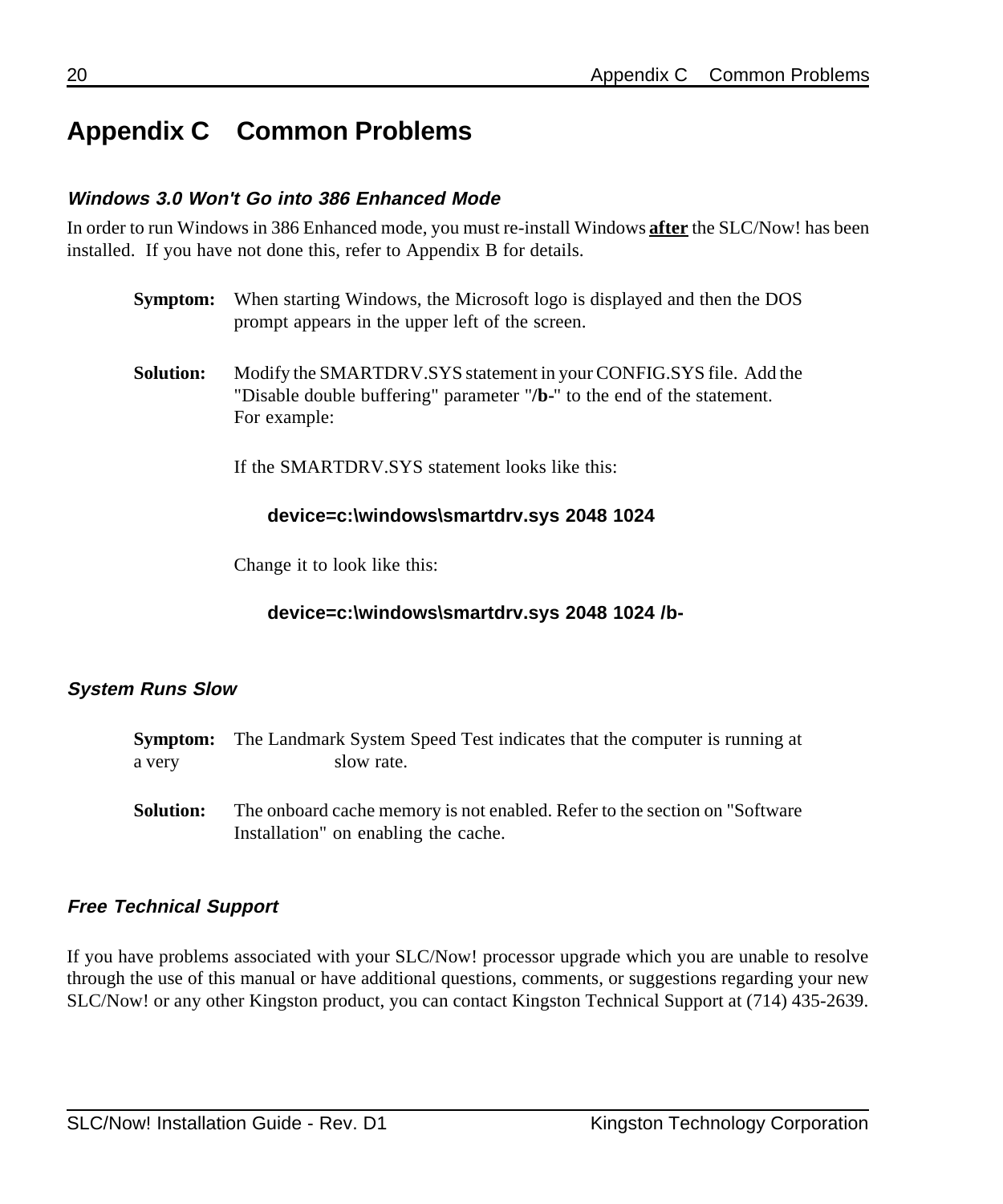# Appendix C    Common Problems

### *Windows 3.0 Won't Go into 386 Enhanced Mode*

In order to run Windows in 386 Enhanced mode, you must re-install Windows **after** the SLC/Now! has been installed. If you have not done this, refer to Appendix B for details.

**Symptom:** When starting Windows, the Microsoft logo is displayed and then the DOS prompt appears in the upper left of the screen.

**Solution:** Modify the SMARTDRV.SYS statement in your CONFIG.SYS file. Add the "Disable double buffering" parameter "**/b-**" to the end of the statement. For example:

If the SMARTDRV.SYS statement looks like this:

```
device=c:\windows\smartdrv.sys 2048 1024
```

Change it to look like this:

```
device=c:\windows\smartdrv.sys 2048 1024 /b-
```

### *System Runs Slow*

**Symptom:** The Landmark System Speed Test indicates that the computer is running at a very slow rate.

**Solution:** The onboard cache memory is not enabled. Refer to the section on "Software Installation" on enabling the cache.

### *Free Technical Support*

If you have problems associated with your SLC/Now! processor upgrade which you are unable to resolve through the use of this manual or have additional questions, comments, or suggestions regarding your new SLC/Now! or any other Kingston product, you can contact Kingston Technical Support at (714) 435-2639.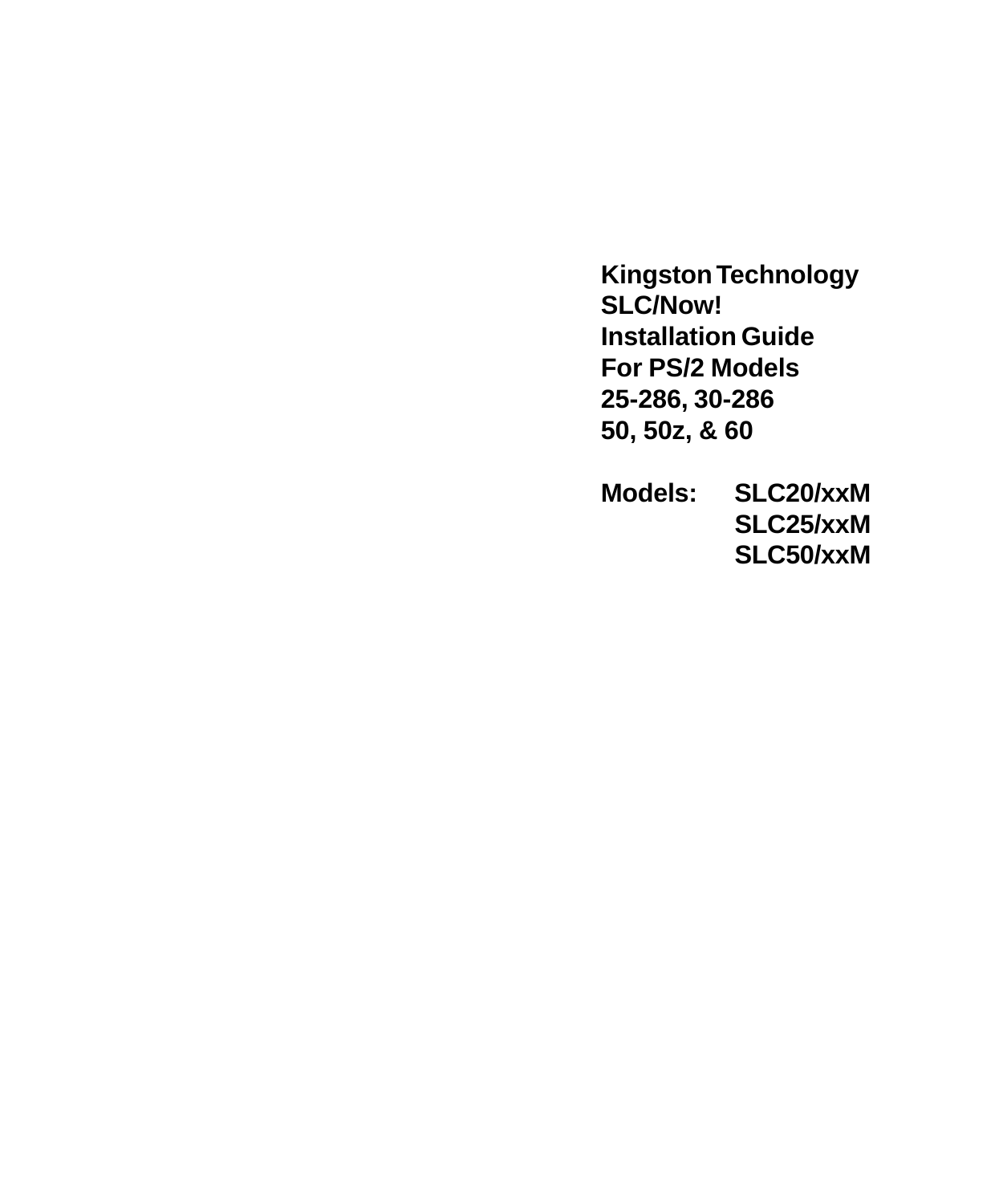**Kingston Technology**
**SLC/Now!**
**Installation Guide**
**For PS/2 Models**
**25-286, 30-286**
**50, 50z, & 60**

**Models:** **SLC20/xxM**
**SLC25/xxM**
**SLC50/xxM**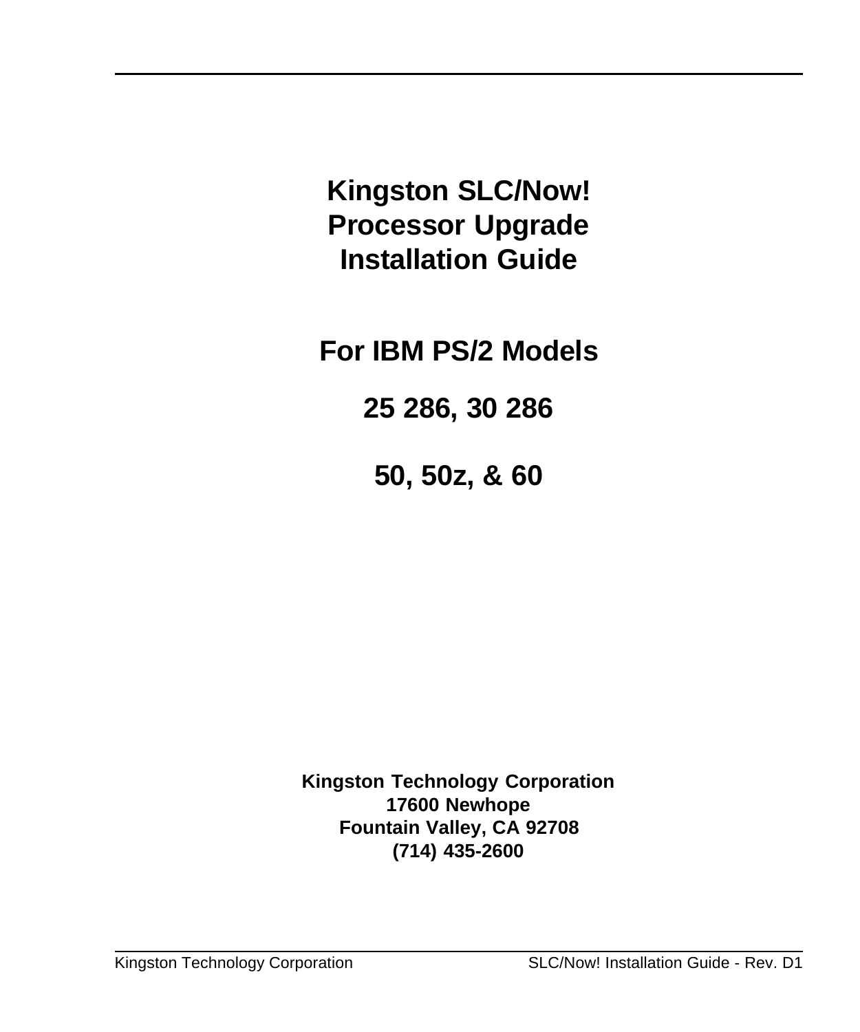# Kingston SLC/Now! Processor Upgrade Installation Guide

## For IBM PS/2 Models

## 25 286, 30 286

## 50, 50z, & 60

**Kingston Technology Corporation**
**17600 Newhope**
**Fountain Valley, CA 92708**
**(714) 435-2600**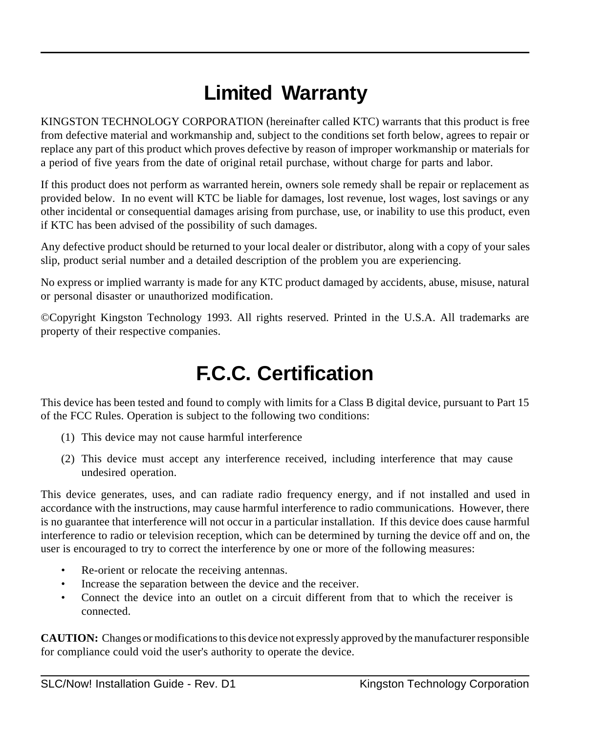# Limited Warranty

KINGSTON TECHNOLOGY CORPORATION (hereinafter called KTC) warrants that this product is free from defective material and workmanship and, subject to the conditions set forth below, agrees to repair or replace any part of this product which proves defective by reason of improper workmanship or materials for a period of five years from the date of original retail purchase, without charge for parts and labor.

If this product does not perform as warranted herein, owners sole remedy shall be repair or replacement as provided below. In no event will KTC be liable for damages, lost revenue, lost wages, lost savings or any other incidental or consequential damages arising from purchase, use, or inability to use this product, even if KTC has been advised of the possibility of such damages.

Any defective product should be returned to your local dealer or distributor, along with a copy of your sales slip, product serial number and a detailed description of the problem you are experiencing.

No express or implied warranty is made for any KTC product damaged by accidents, abuse, misuse, natural or personal disaster or unauthorized modification.

©Copyright Kingston Technology 1993. All rights reserved. Printed in the U.S.A. All trademarks are property of their respective companies.

# F.C.C. Certification

This device has been tested and found to comply with limits for a Class B digital device, pursuant to Part 15 of the FCC Rules. Operation is subject to the following two conditions:

(1) This device may not cause harmful interference

(2) This device must accept any interference received, including interference that may cause undesired operation.

This device generates, uses, and can radiate radio frequency energy, and if not installed and used in accordance with the instructions, may cause harmful interference to radio communications. However, there is no guarantee that interference will not occur in a particular installation. If this device does cause harmful interference to radio or television reception, which can be determined by turning the device off and on, the user is encouraged to try to correct the interference by one or more of the following measures:

- Re-orient or relocate the receiving antennas.
- Increase the separation between the device and the receiver.
- Connect the device into an outlet on a circuit different from that to which the receiver is connected.

**CAUTION:** Changes or modifications to this device not expressly approved by the manufacturer responsible for compliance could void the user's authority to operate the device.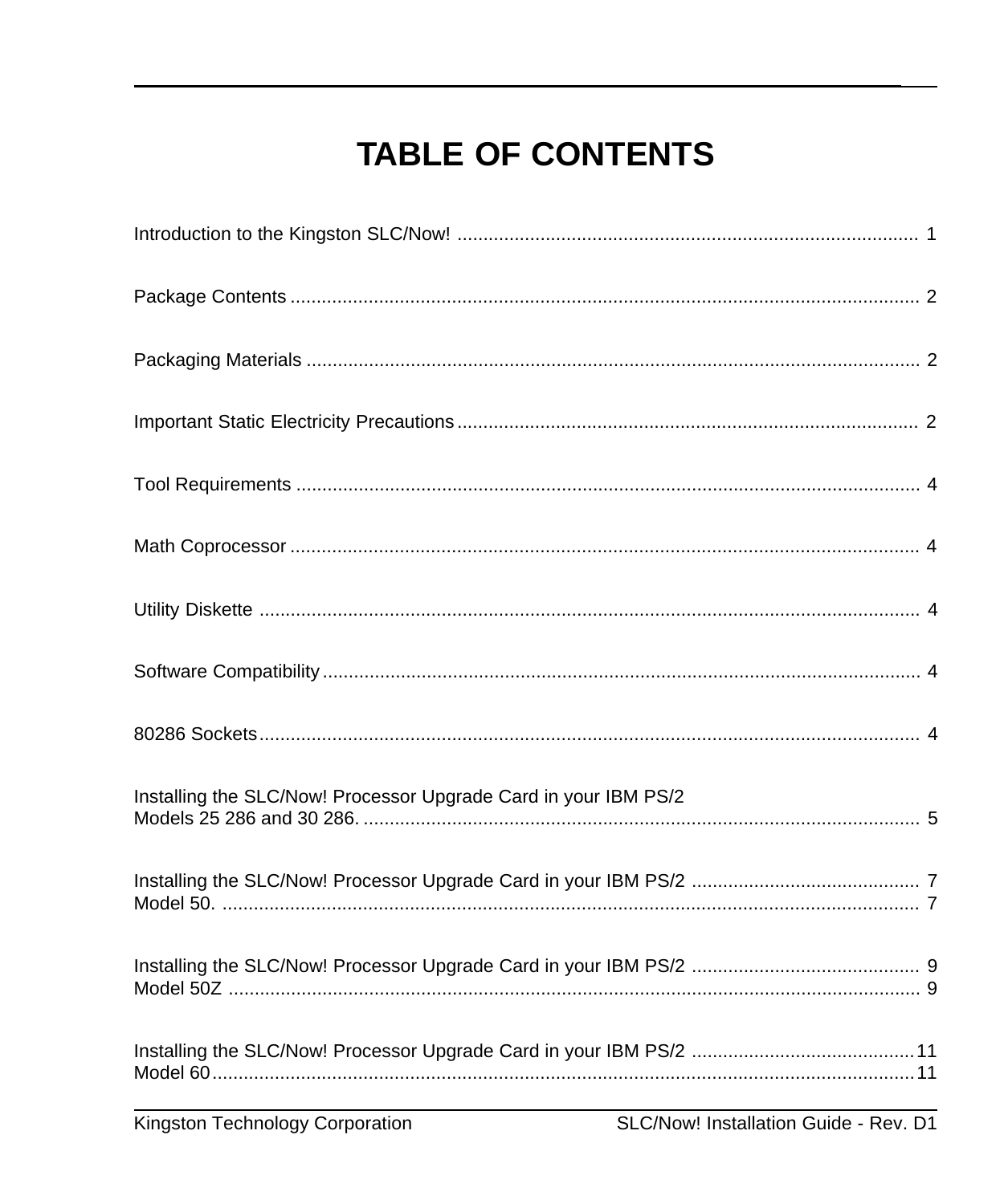# TABLE OF CONTENTS

Introduction to the Kingston SLC/Now! ........................................................................................ 1

Package Contents ......................................................................................................................... 2

Packaging Materials ...................................................................................................................... 2

Important Static Electricity Precautions......................................................................................... 2

Tool Requirements ........................................................................................................................ 4

Math Coprocessor .......................................................................................................................... 4

Utility Diskette ............................................................................................................................... 4

Software Compatibility.................................................................................................................... 4

80286 Sockets................................................................................................................................ 4

Installing the SLC/Now! Processor Upgrade Card in your IBM PS/2
Models 25 286 and 30 286. ........................................................................................................... 5

Installing the SLC/Now! Processor Upgrade Card in your IBM PS/2 ............................................ 7
Model 50. ...................................................................................................................................... 7

Installing the SLC/Now! Processor Upgrade Card in your IBM PS/2 ............................................ 9
Model 50Z ..................................................................................................................................... 9

Installing the SLC/Now! Processor Upgrade Card in your IBM PS/2 ...........................................11
Model 60.......................................................................................................................................11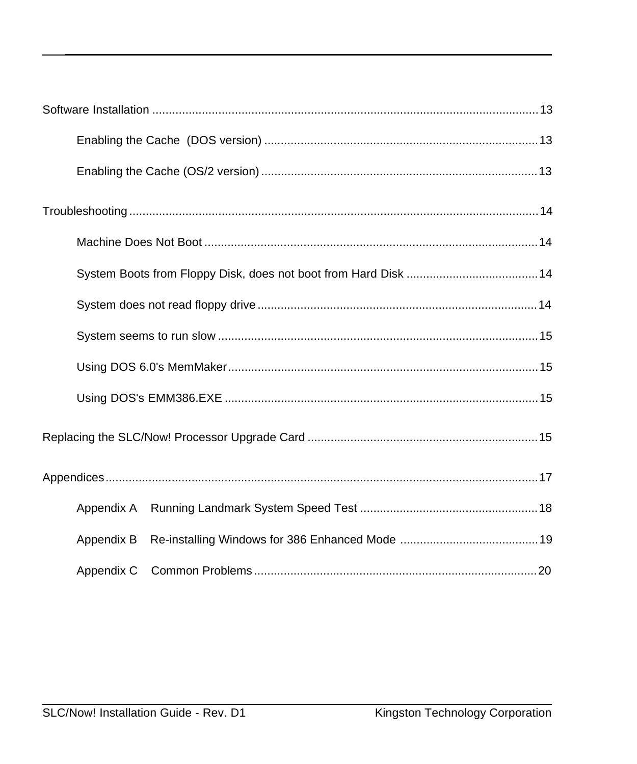Software Installation ........................................................................................................ 13

- Enabling the Cache (DOS version) ................................................................................... 13
- Enabling the Cache (OS/2 version) .................................................................................. 13

Troubleshooting .................................................................................................................. 14

- Machine Does Not Boot ..................................................................................................... 14
- System Boots from Floppy Disk, does not boot from Hard Disk ....................................... 14
- System does not read floppy drive ..................................................................................... 14
- System seems to run slow .................................................................................................. 15
- Using DOS 6.0's MemMaker .............................................................................................. 15
- Using DOS's EMM386.EXE ............................................................................................... 15

Replacing the SLC/Now! Processor Upgrade Card ............................................................ 15

Appendices ........................................................................................................................... 17

- Appendix A Running Landmark System Speed Test ...................................................... 18
- Appendix B Re-installing Windows for 386 Enhanced Mode ......................................... 19
- Appendix C Common Problems ...................................................................................... 20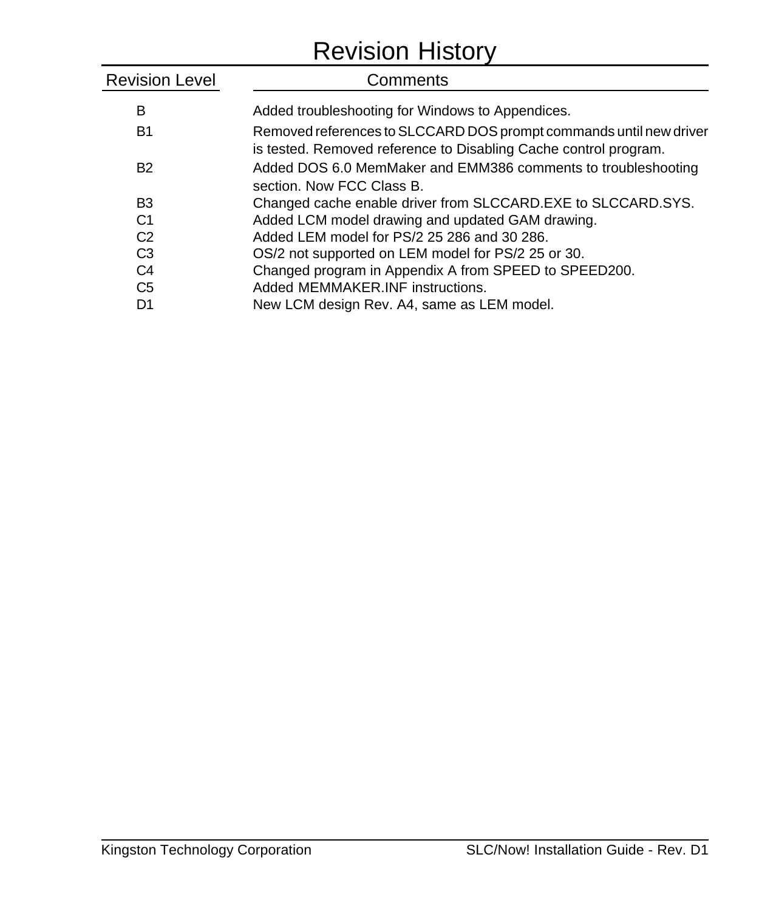# Revision History

| Revision Level | Comments |
|---|---|
| B | Added troubleshooting for Windows to Appendices. |
| B1 | Removed references to SLCCARD DOS prompt commands until new driver is tested. Removed reference to Disabling Cache control program. |
| B2 | Added DOS 6.0 MemMaker and EMM386 comments to troubleshooting section. Now FCC Class B. |
| B3 | Changed cache enable driver from SLCCARD.EXE to SLCCARD.SYS. |
| C1 | Added LCM model drawing and updated GAM drawing. |
| C2 | Added LEM model for PS/2 25 286 and 30 286. |
| C3 | OS/2 not supported on LEM model for PS/2 25 or 30. |
| C4 | Changed program in Appendix A from SPEED to SPEED200. |
| C5 | Added MEMMAKER.INF instructions. |
| D1 | New LCM design Rev. A4, same as LEM model. |